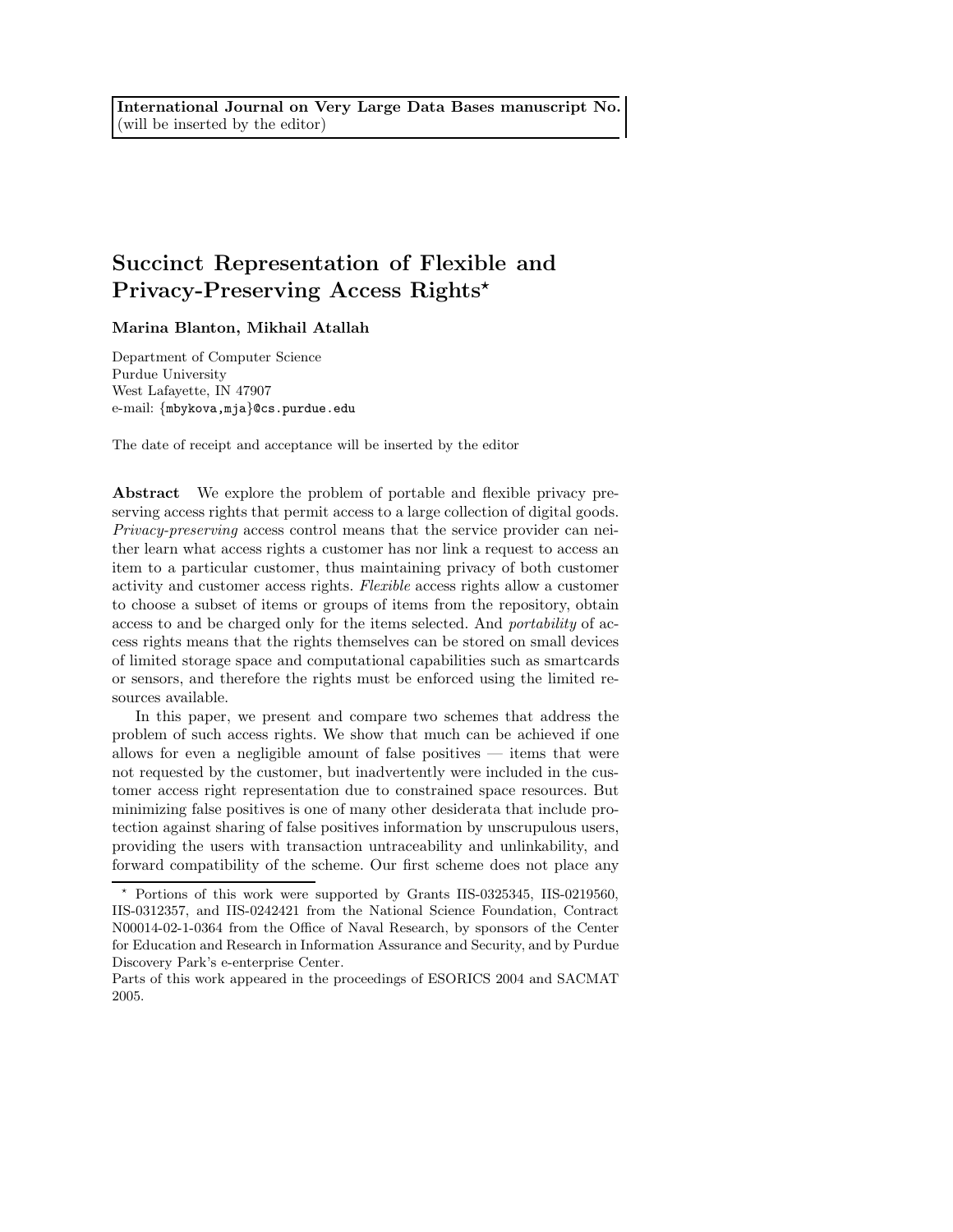International Journal on Very Large Data Bases manuscript No.
(will be inserted by the editor)

# Succinct Representation of Flexible and Privacy-Preserving Access Rights*

**Marina Blanton, Mikhail Atallah**

Department of Computer Science
Purdue University
West Lafayette, IN 47907
e-mail: {mbykova,mja}@cs.purdue.edu

The date of receipt and acceptance will be inserted by the editor

**Abstract** We explore the problem of portable and flexible privacy preserving access rights that permit access to a large collection of digital goods. *Privacy-preserving* access control means that the service provider can neither learn what access rights a customer has nor link a request to access an item to a particular customer, thus maintaining privacy of both customer activity and customer access rights. *Flexible* access rights allow a customer to choose a subset of items or groups of items from the repository, obtain access to and be charged only for the items selected. And *portability* of access rights means that the rights themselves can be stored on small devices of limited storage space and computational capabilities such as smartcards or sensors, and therefore the rights must be enforced using the limited resources available.

In this paper, we present and compare two schemes that address the problem of such access rights. We show that much can be achieved if one allows for even a negligible amount of false positives — items that were not requested by the customer, but inadvertently were included in the customer access right representation due to constrained space resources. But minimizing false positives is one of many other desiderata that include protection against sharing of false positives information by unscrupulous users, providing the users with transaction untraceability and unlinkability, and forward compatibility of the scheme. Our first scheme does not place any

* Portions of this work were supported by Grants IIS-0325345, IIS-0219560, IIS-0312357, and IIS-0242421 from the National Science Foundation, Contract N00014-02-1-0364 from the Office of Naval Research, by sponsors of the Center for Education and Research in Information Assurance and Security, and by Purdue Discovery Park's e-enterprise Center.

Parts of this work appeared in the proceedings of ESORICS 2004 and SACMAT 2005.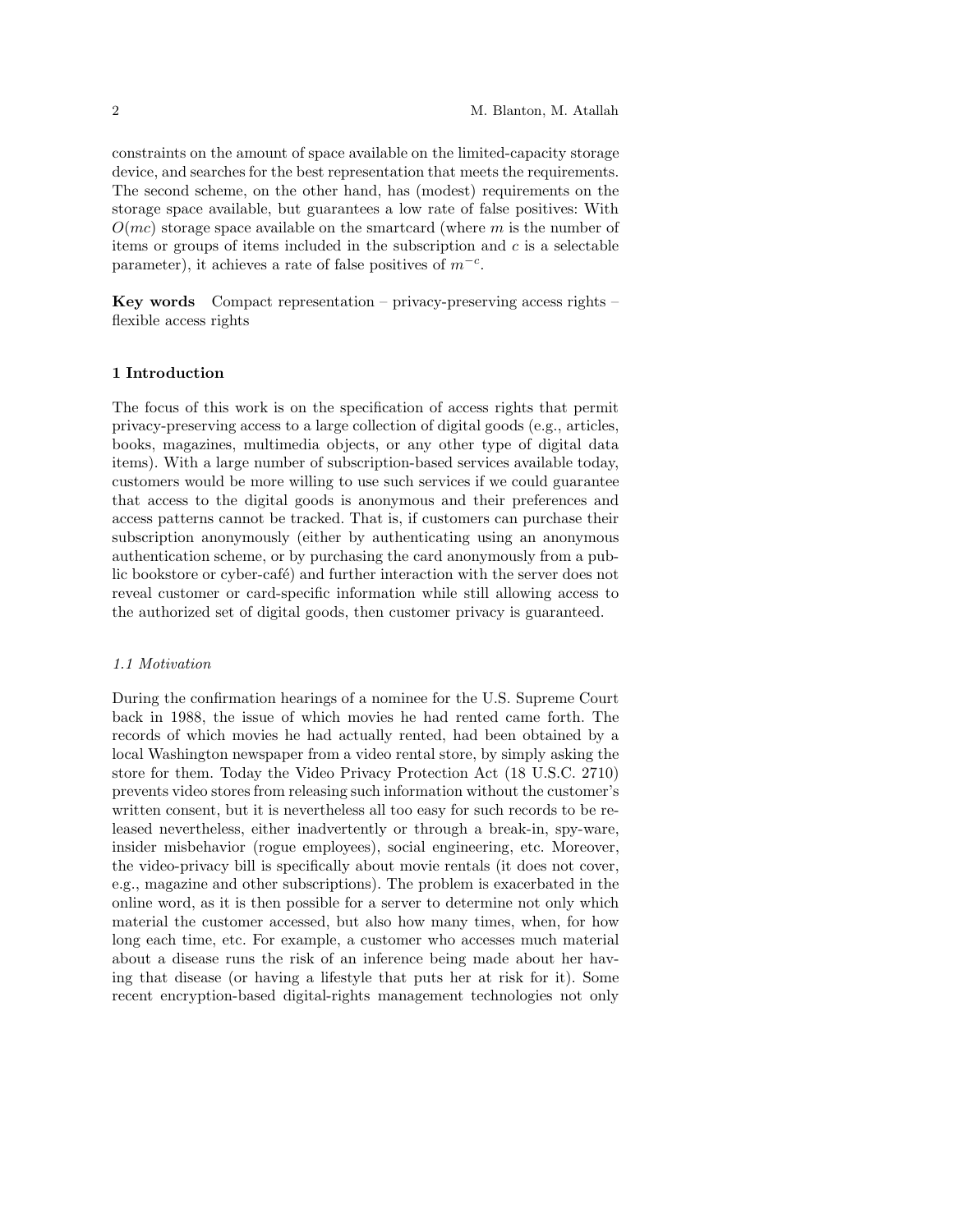constraints on the amount of space available on the limited-capacity storage device, and searches for the best representation that meets the requirements. The second scheme, on the other hand, has (modest) requirements on the storage space available, but guarantees a low rate of false positives: With $O(mc)$ storage space available on the smartcard (where $m$ is the number of items or groups of items included in the subscription and $c$ is a selectable parameter), it achieves a rate of false positives of $m^{-c}$.

**Key words** Compact representation – privacy-preserving access rights – flexible access rights

## 1 Introduction

The focus of this work is on the specification of access rights that permit privacy-preserving access to a large collection of digital goods (e.g., articles, books, magazines, multimedia objects, or any other type of digital data items). With a large number of subscription-based services available today, customers would be more willing to use such services if we could guarantee that access to the digital goods is anonymous and their preferences and access patterns cannot be tracked. That is, if customers can purchase their subscription anonymously (either by authenticating using an anonymous authentication scheme, or by purchasing the card anonymously from a public bookstore or cyber-café) and further interaction with the server does not reveal customer or card-specific information while still allowing access to the authorized set of digital goods, then customer privacy is guaranteed.

### *1.1 Motivation*

During the confirmation hearings of a nominee for the U.S. Supreme Court back in 1988, the issue of which movies he had rented came forth. The records of which movies he had actually rented, had been obtained by a local Washington newspaper from a video rental store, by simply asking the store for them. Today the Video Privacy Protection Act (18 U.S.C. 2710) prevents video stores from releasing such information without the customer's written consent, but it is nevertheless all too easy for such records to be released nevertheless, either inadvertently or through a break-in, spy-ware, insider misbehavior (rogue employees), social engineering, etc. Moreover, the video-privacy bill is specifically about movie rentals (it does not cover, e.g., magazine and other subscriptions). The problem is exacerbated in the online word, as it is then possible for a server to determine not only which material the customer accessed, but also how many times, when, for how long each time, etc. For example, a customer who accesses much material about a disease runs the risk of an inference being made about her having that disease (or having a lifestyle that puts her at risk for it). Some recent encryption-based digital-rights management technologies not only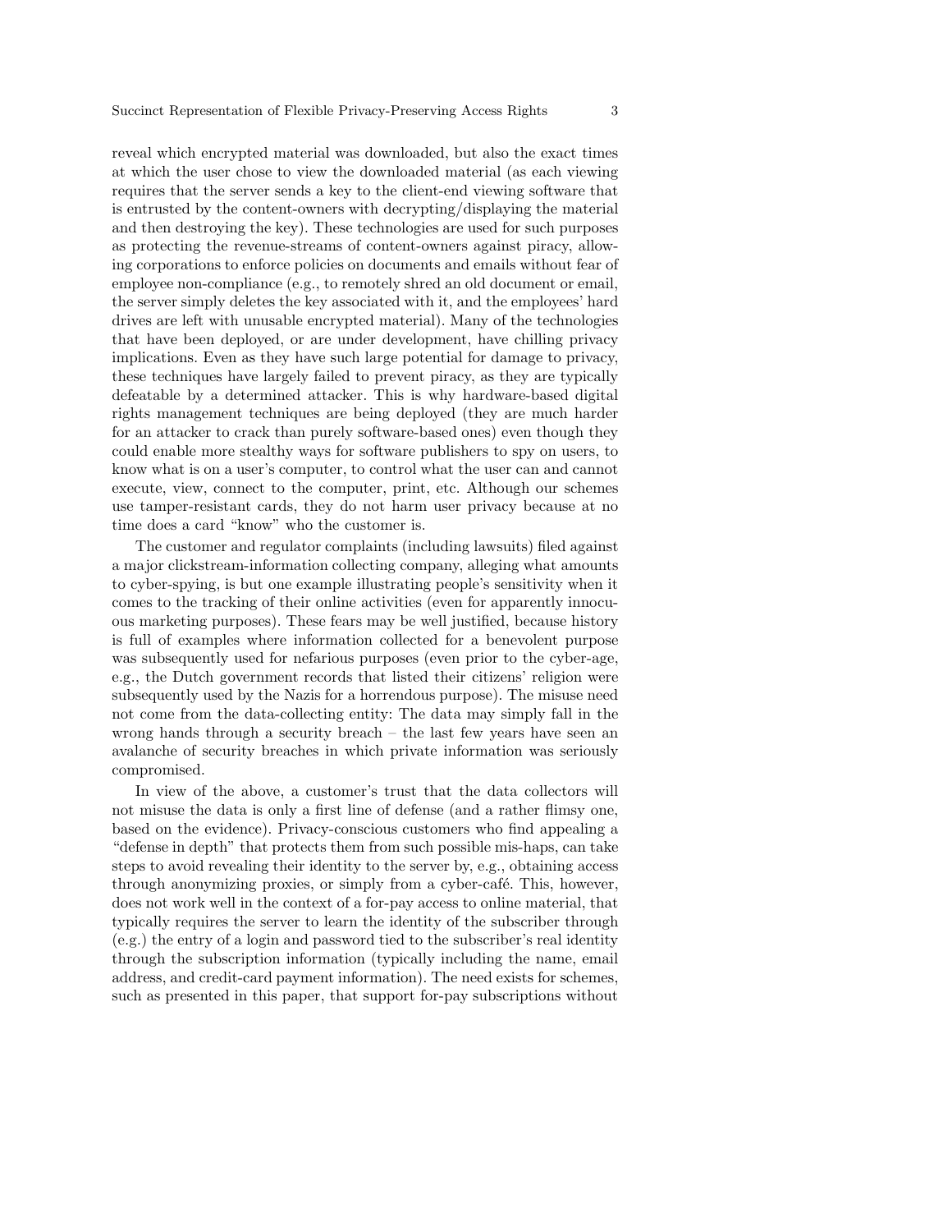reveal which encrypted material was downloaded, but also the exact times at which the user chose to view the downloaded material (as each viewing requires that the server sends a key to the client-end viewing software that is entrusted by the content-owners with decrypting/displaying the material and then destroying the key). These technologies are used for such purposes as protecting the revenue-streams of content-owners against piracy, allowing corporations to enforce policies on documents and emails without fear of employee non-compliance (e.g., to remotely shred an old document or email, the server simply deletes the key associated with it, and the employees' hard drives are left with unusable encrypted material). Many of the technologies that have been deployed, or are under development, have chilling privacy implications. Even as they have such large potential for damage to privacy, these techniques have largely failed to prevent piracy, as they are typically defeatable by a determined attacker. This is why hardware-based digital rights management techniques are being deployed (they are much harder for an attacker to crack than purely software-based ones) even though they could enable more stealthy ways for software publishers to spy on users, to know what is on a user's computer, to control what the user can and cannot execute, view, connect to the computer, print, etc. Although our schemes use tamper-resistant cards, they do not harm user privacy because at no time does a card "know" who the customer is.

The customer and regulator complaints (including lawsuits) filed against a major clickstream-information collecting company, alleging what amounts to cyber-spying, is but one example illustrating people's sensitivity when it comes to the tracking of their online activities (even for apparently innocuous marketing purposes). These fears may be well justified, because history is full of examples where information collected for a benevolent purpose was subsequently used for nefarious purposes (even prior to the cyber-age, e.g., the Dutch government records that listed their citizens' religion were subsequently used by the Nazis for a horrendous purpose). The misuse need not come from the data-collecting entity: The data may simply fall in the wrong hands through a security breach – the last few years have seen an avalanche of security breaches in which private information was seriously compromised.

In view of the above, a customer's trust that the data collectors will not misuse the data is only a first line of defense (and a rather flimsy one, based on the evidence). Privacy-conscious customers who find appealing a "defense in depth" that protects them from such possible mis-haps, can take steps to avoid revealing their identity to the server by, e.g., obtaining access through anonymizing proxies, or simply from a cyber-café. This, however, does not work well in the context of a for-pay access to online material, that typically requires the server to learn the identity of the subscriber through (e.g.) the entry of a login and password tied to the subscriber's real identity through the subscription information (typically including the name, email address, and credit-card payment information). The need exists for schemes, such as presented in this paper, that support for-pay subscriptions without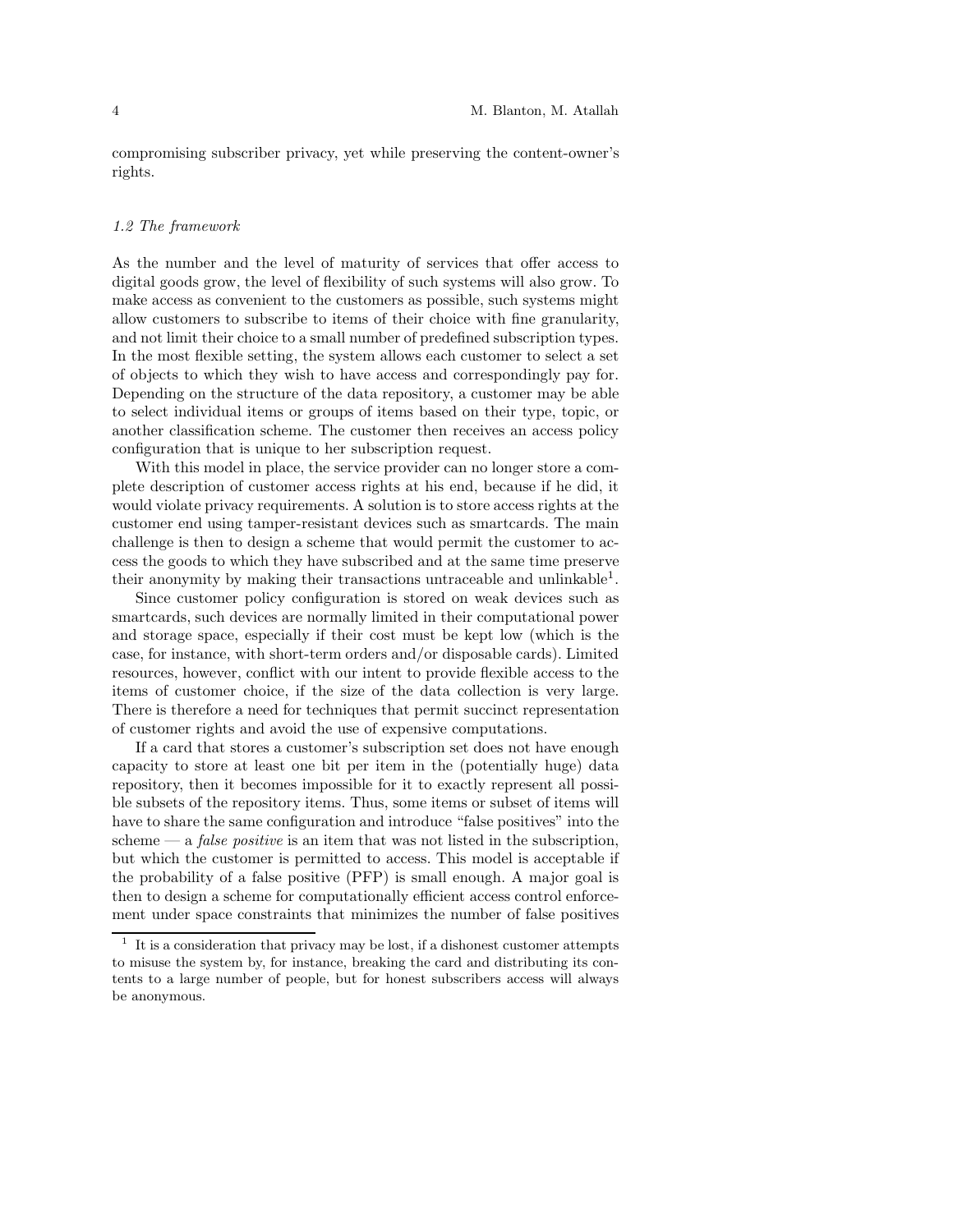compromising subscriber privacy, yet while preserving the content-owner's rights.

### 1.2 The framework

As the number and the level of maturity of services that offer access to digital goods grow, the level of flexibility of such systems will also grow. To make access as convenient to the customers as possible, such systems might allow customers to subscribe to items of their choice with fine granularity, and not limit their choice to a small number of predefined subscription types. In the most flexible setting, the system allows each customer to select a set of objects to which they wish to have access and correspondingly pay for. Depending on the structure of the data repository, a customer may be able to select individual items or groups of items based on their type, topic, or another classification scheme. The customer then receives an access policy configuration that is unique to her subscription request.

With this model in place, the service provider can no longer store a complete description of customer access rights at his end, because if he did, it would violate privacy requirements. A solution is to store access rights at the customer end using tamper-resistant devices such as smartcards. The main challenge is then to design a scheme that would permit the customer to access the goods to which they have subscribed and at the same time preserve their anonymity by making their transactions untraceable and unlinkable[1].

Since customer policy configuration is stored on weak devices such as smartcards, such devices are normally limited in their computational power and storage space, especially if their cost must be kept low (which is the case, for instance, with short-term orders and/or disposable cards). Limited resources, however, conflict with our intent to provide flexible access to the items of customer choice, if the size of the data collection is very large. There is therefore a need for techniques that permit succinct representation of customer rights and avoid the use of expensive computations.

If a card that stores a customer's subscription set does not have enough capacity to store at least one bit per item in the (potentially huge) data repository, then it becomes impossible for it to exactly represent all possible subsets of the repository items. Thus, some items or subset of items will have to share the same configuration and introduce "false positives" into the scheme — a *false positive* is an item that was not listed in the subscription, but which the customer is permitted to access. This model is acceptable if the probability of a false positive (PFP) is small enough. A major goal is then to design a scheme for computationally efficient access control enforcement under space constraints that minimizes the number of false positives

[1] It is a consideration that privacy may be lost, if a dishonest customer attempts to misuse the system by, for instance, breaking the card and distributing its contents to a large number of people, but for honest subscribers access will always be anonymous.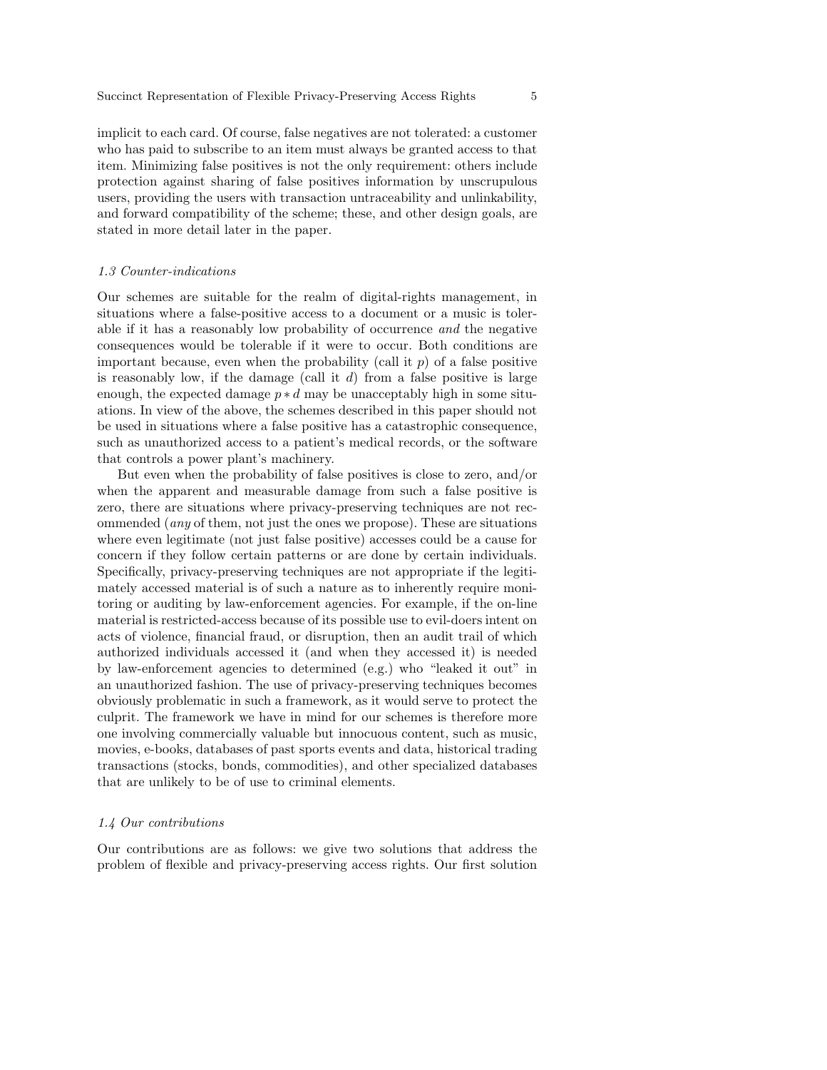implicit to each card. Of course, false negatives are not tolerated: a customer who has paid to subscribe to an item must always be granted access to that item. Minimizing false positives is not the only requirement: others include protection against sharing of false positives information by unscrupulous users, providing the users with transaction untraceability and unlinkability, and forward compatibility of the scheme; these, and other design goals, are stated in more detail later in the paper.

### *1.3 Counter-indications*

Our schemes are suitable for the realm of digital-rights management, in situations where a false-positive access to a document or a music is tolerable if it has a reasonably low probability of occurrence *and* the negative consequences would be tolerable if it were to occur. Both conditions are important because, even when the probability (call it $p$) of a false positive is reasonably low, if the damage (call it $d$) from a false positive is large enough, the expected damage $p * d$ may be unacceptably high in some situations. In view of the above, the schemes described in this paper should not be used in situations where a false positive has a catastrophic consequence, such as unauthorized access to a patient's medical records, or the software that controls a power plant's machinery.

But even when the probability of false positives is close to zero, and/or when the apparent and measurable damage from such a false positive is zero, there are situations where privacy-preserving techniques are not recommended (*any* of them, not just the ones we propose). These are situations where even legitimate (not just false positive) accesses could be a cause for concern if they follow certain patterns or are done by certain individuals. Specifically, privacy-preserving techniques are not appropriate if the legitimately accessed material is of such a nature as to inherently require monitoring or auditing by law-enforcement agencies. For example, if the on-line material is restricted-access because of its possible use to evil-doers intent on acts of violence, financial fraud, or disruption, then an audit trail of which authorized individuals accessed it (and when they accessed it) is needed by law-enforcement agencies to determined (e.g.) who "leaked it out" in an unauthorized fashion. The use of privacy-preserving techniques becomes obviously problematic in such a framework, as it would serve to protect the culprit. The framework we have in mind for our schemes is therefore more one involving commercially valuable but innocuous content, such as music, movies, e-books, databases of past sports events and data, historical trading transactions (stocks, bonds, commodities), and other specialized databases that are unlikely to be of use to criminal elements.

### *1.4 Our contributions*

Our contributions are as follows: we give two solutions that address the problem of flexible and privacy-preserving access rights. Our first solution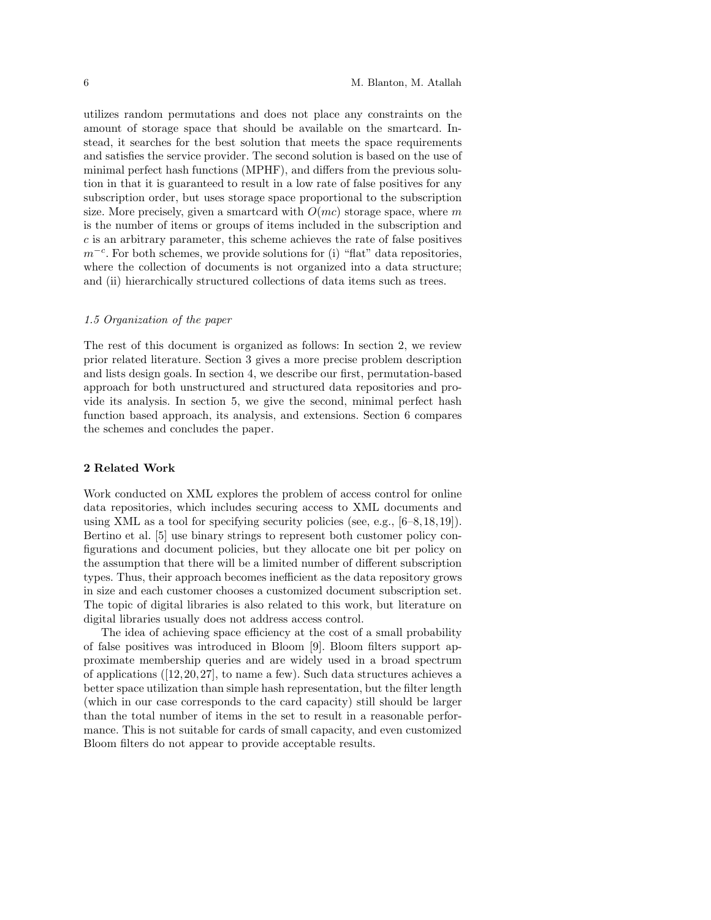utilizes random permutations and does not place any constraints on the amount of storage space that should be available on the smartcard. Instead, it searches for the best solution that meets the space requirements and satisfies the service provider. The second solution is based on the use of minimal perfect hash functions (MPHF), and differs from the previous solution in that it is guaranteed to result in a low rate of false positives for any subscription order, but uses storage space proportional to the subscription size. More precisely, given a smartcard with $O(mc)$ storage space, where $m$ is the number of items or groups of items included in the subscription and $c$ is an arbitrary parameter, this scheme achieves the rate of false positives $m^{-c}$. For both schemes, we provide solutions for (i) "flat" data repositories, where the collection of documents is not organized into a data structure; and (ii) hierarchically structured collections of data items such as trees.

### *1.5 Organization of the paper*

The rest of this document is organized as follows: In section 2, we review prior related literature. Section 3 gives a more precise problem description and lists design goals. In section 4, we describe our first, permutation-based approach for both unstructured and structured data repositories and provide its analysis. In section 5, we give the second, minimal perfect hash function based approach, its analysis, and extensions. Section 6 compares the schemes and concludes the paper.

## 2 Related Work

Work conducted on XML explores the problem of access control for online data repositories, which includes securing access to XML documents and using XML as a tool for specifying security policies (see, e.g., [6–8,18,19]). Bertino et al. [5] use binary strings to represent both customer policy configurations and document policies, but they allocate one bit per policy on the assumption that there will be a limited number of different subscription types. Thus, their approach becomes inefficient as the data repository grows in size and each customer chooses a customized document subscription set. The topic of digital libraries is also related to this work, but literature on digital libraries usually does not address access control.

The idea of achieving space efficiency at the cost of a small probability of false positives was introduced in Bloom [9]. Bloom filters support approximate membership queries and are widely used in a broad spectrum of applications ([12,20,27], to name a few). Such data structures achieves a better space utilization than simple hash representation, but the filter length (which in our case corresponds to the card capacity) still should be larger than the total number of items in the set to result in a reasonable performance. This is not suitable for cards of small capacity, and even customized Bloom filters do not appear to provide acceptable results.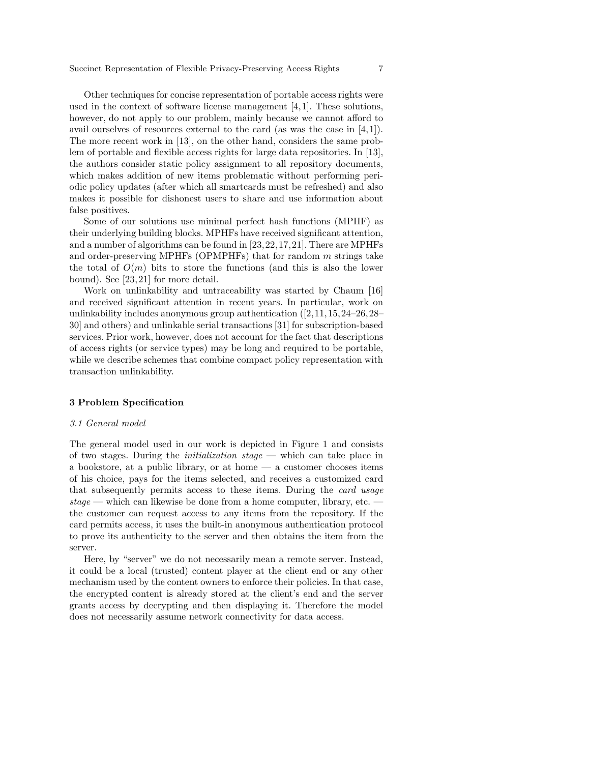Other techniques for concise representation of portable access rights were used in the context of software license management [4,1]. These solutions, however, do not apply to our problem, mainly because we cannot afford to avail ourselves of resources external to the card (as was the case in [4,1]). The more recent work in [13], on the other hand, considers the same problem of portable and flexible access rights for large data repositories. In [13], the authors consider static policy assignment to all repository documents, which makes addition of new items problematic without performing periodic policy updates (after which all smartcards must be refreshed) and also makes it possible for dishonest users to share and use information about false positives.

Some of our solutions use minimal perfect hash functions (MPHF) as their underlying building blocks. MPHFs have received significant attention, and a number of algorithms can be found in [23,22,17,21]. There are MPHFs and order-preserving MPHFs (OPMPHFs) that for random $m$ strings take the total of $O(m)$ bits to store the functions (and this is also the lower bound). See [23,21] for more detail.

Work on unlinkability and untraceability was started by Chaum [16] and received significant attention in recent years. In particular, work on unlinkability includes anonymous group authentication ([2,11,15,24–26,28–30] and others) and unlinkable serial transactions [31] for subscription-based services. Prior work, however, does not account for the fact that descriptions of access rights (or service types) may be long and required to be portable, while we describe schemes that combine compact policy representation with transaction unlinkability.

## 3 Problem Specification

### *3.1 General model*

The general model used in our work is depicted in Figure 1 and consists of two stages. During the *initialization stage* — which can take place in a bookstore, at a public library, or at home — a customer chooses items of his choice, pays for the items selected, and receives a customized card that subsequently permits access to these items. During the *card usage stage* — which can likewise be done from a home computer, library, etc. — the customer can request access to any items from the repository. If the card permits access, it uses the built-in anonymous authentication protocol to prove its authenticity to the server and then obtains the item from the server.

Here, by "server" we do not necessarily mean a remote server. Instead, it could be a local (trusted) content player at the client end or any other mechanism used by the content owners to enforce their policies. In that case, the encrypted content is already stored at the client's end and the server grants access by decrypting and then displaying it. Therefore the model does not necessarily assume network connectivity for data access.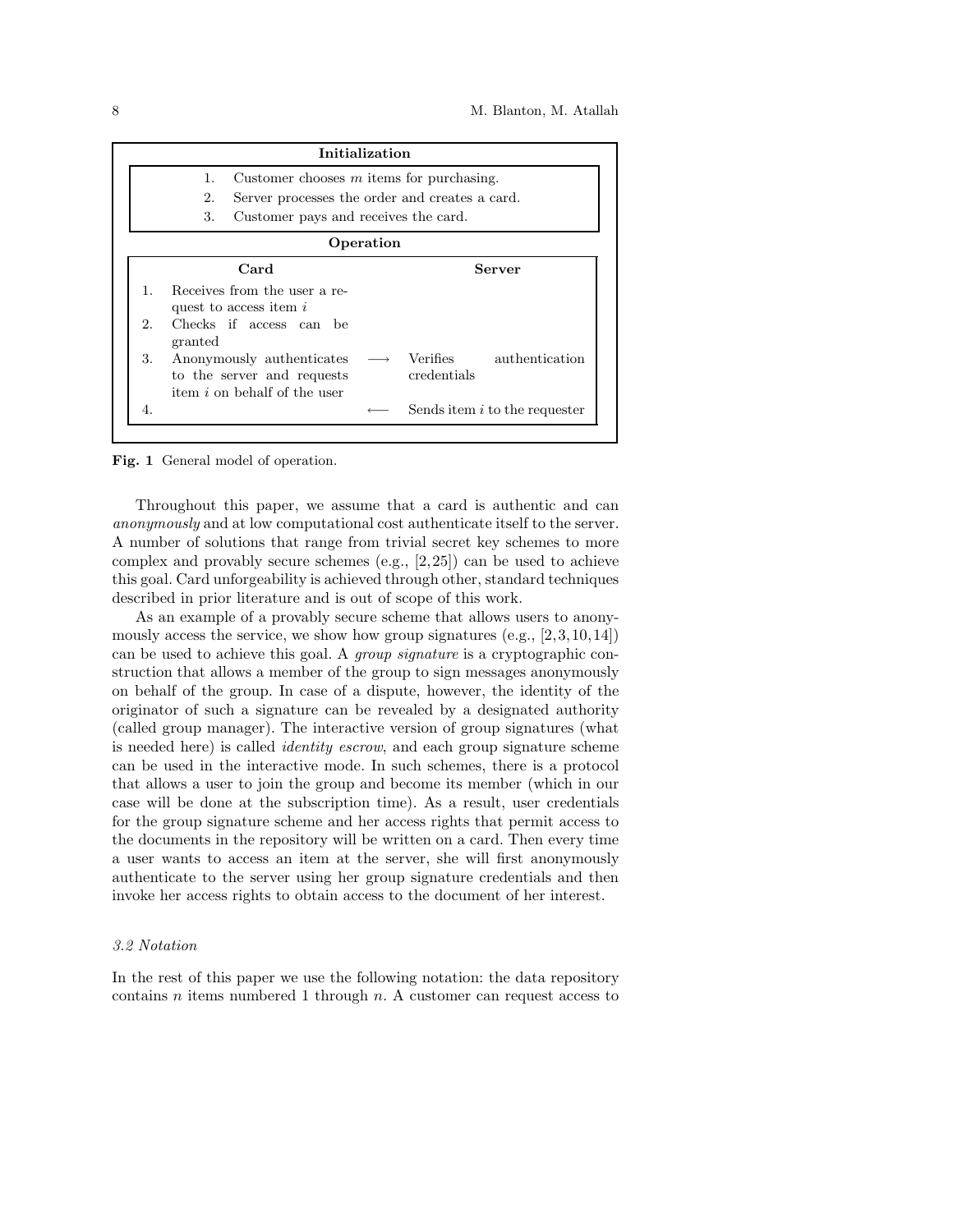**Initialization**

1. Customer chooses $m$ items for purchasing.
2. Server processes the order and creates a card.
3. Customer pays and receives the card.

**Operation**

| | Card | | Server |
|---|---|---|---|
| 1. | Receives from the user a request to access item $i$ | | |
| 2. | Checks if access can be granted | | |
| 3. | Anonymously authenticates to the server and requests item $i$ on behalf of the user | $\longrightarrow$ | Verifies authentication credentials |
| 4. | | $\longleftarrow$ | Sends item $i$ to the requester |

**Fig. 1** General model of operation.

Throughout this paper, we assume that a card is authentic and can *anonymously* and at low computational cost authenticate itself to the server. A number of solutions that range from trivial secret key schemes to more complex and provably secure schemes (e.g., [2,25]) can be used to achieve this goal. Card unforgeability is achieved through other, standard techniques described in prior literature and is out of scope of this work.

As an example of a provably secure scheme that allows users to anonymously access the service, we show how group signatures (e.g., [2,3,10,14]) can be used to achieve this goal. A *group signature* is a cryptographic construction that allows a member of the group to sign messages anonymously on behalf of the group. In case of a dispute, however, the identity of the originator of such a signature can be revealed by a designated authority (called group manager). The interactive version of group signatures (what is needed here) is called *identity escrow*, and each group signature scheme can be used in the interactive mode. In such schemes, there is a protocol that allows a user to join the group and become its member (which in our case will be done at the subscription time). As a result, user credentials for the group signature scheme and her access rights that permit access to the documents in the repository will be written on a card. Then every time a user wants to access an item at the server, she will first anonymously authenticate to the server using her group signature credentials and then invoke her access rights to obtain access to the document of her interest.

### *3.2 Notation*

In the rest of this paper we use the following notation: the data repository contains $n$ items numbered 1 through $n$. A customer can request access to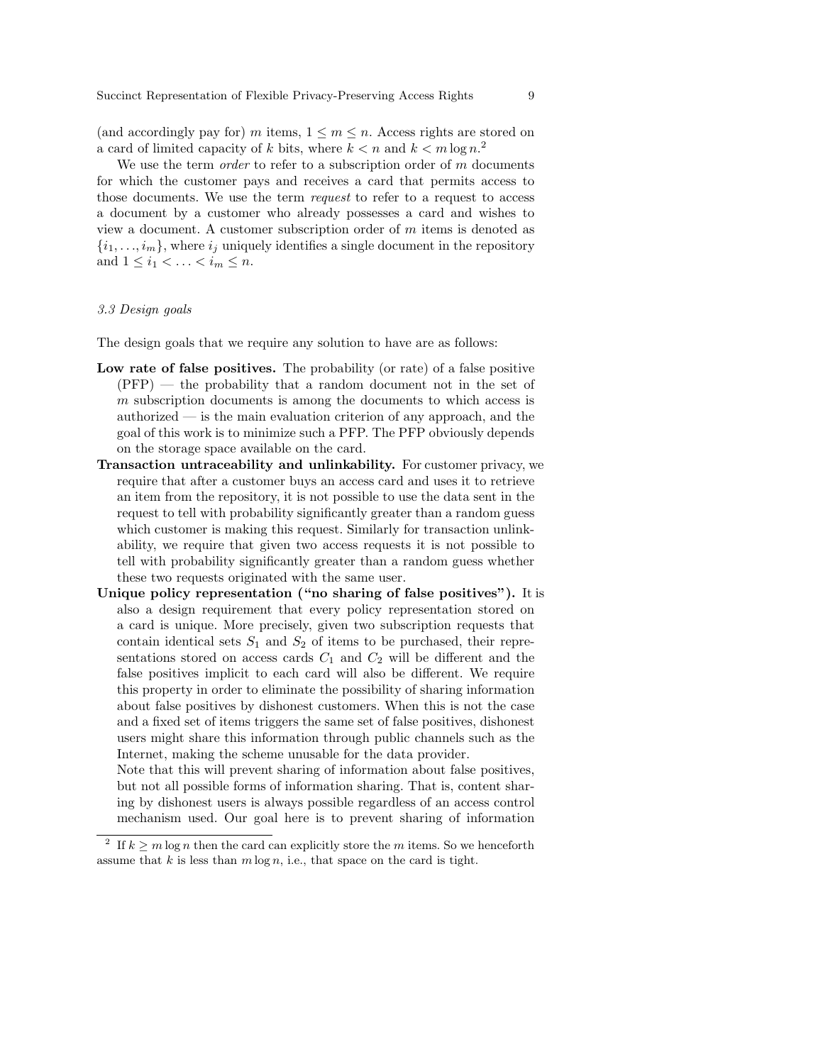(and accordingly pay for) $m$ items, $1 \leq m \leq n$. Access rights are stored on a card of limited capacity of $k$ bits, where $k < n$ and $k < m \log n$.[2]

We use the term *order* to refer to a subscription order of $m$ documents for which the customer pays and receives a card that permits access to those documents. We use the term *request* to refer to a request to access a document by a customer who already possesses a card and wishes to view a document. A customer subscription order of $m$ items is denoted as $\{i_1, \ldots, i_m\}$, where $i_j$ uniquely identifies a single document in the repository and $1 \leq i_1 < \ldots < i_m \leq n$.

### 3.3 Design goals

The design goals that we require any solution to have are as follows:

**Low rate of false positives.** The probability (or rate) of a false positive (PFP) — the probability that a random document not in the set of $m$ subscription documents is among the documents to which access is authorized — is the main evaluation criterion of any approach, and the goal of this work is to minimize such a PFP. The PFP obviously depends on the storage space available on the card.

**Transaction untraceability and unlinkability.** For customer privacy, we require that after a customer buys an access card and uses it to retrieve an item from the repository, it is not possible to use the data sent in the request to tell with probability significantly greater than a random guess which customer is making this request. Similarly for transaction unlinkability, we require that given two access requests it is not possible to tell with probability significantly greater than a random guess whether these two requests originated with the same user.

**Unique policy representation ("no sharing of false positives").** It is also a design requirement that every policy representation stored on a card is unique. More precisely, given two subscription requests that contain identical sets $S_1$ and $S_2$ of items to be purchased, their representations stored on access cards $C_1$ and $C_2$ will be different and the false positives implicit to each card will also be different. We require this property in order to eliminate the possibility of sharing information about false positives by dishonest customers. When this is not the case and a fixed set of items triggers the same set of false positives, dishonest users might share this information through public channels such as the Internet, making the scheme unusable for the data provider.

Note that this will prevent sharing of information about false positives, but not all possible forms of information sharing. That is, content sharing by dishonest users is always possible regardless of an access control mechanism used. Our goal here is to prevent sharing of information

[2] If $k \geq m \log n$ then the card can explicitly store the $m$ items. So we henceforth assume that $k$ is less than $m \log n$, i.e., that space on the card is tight.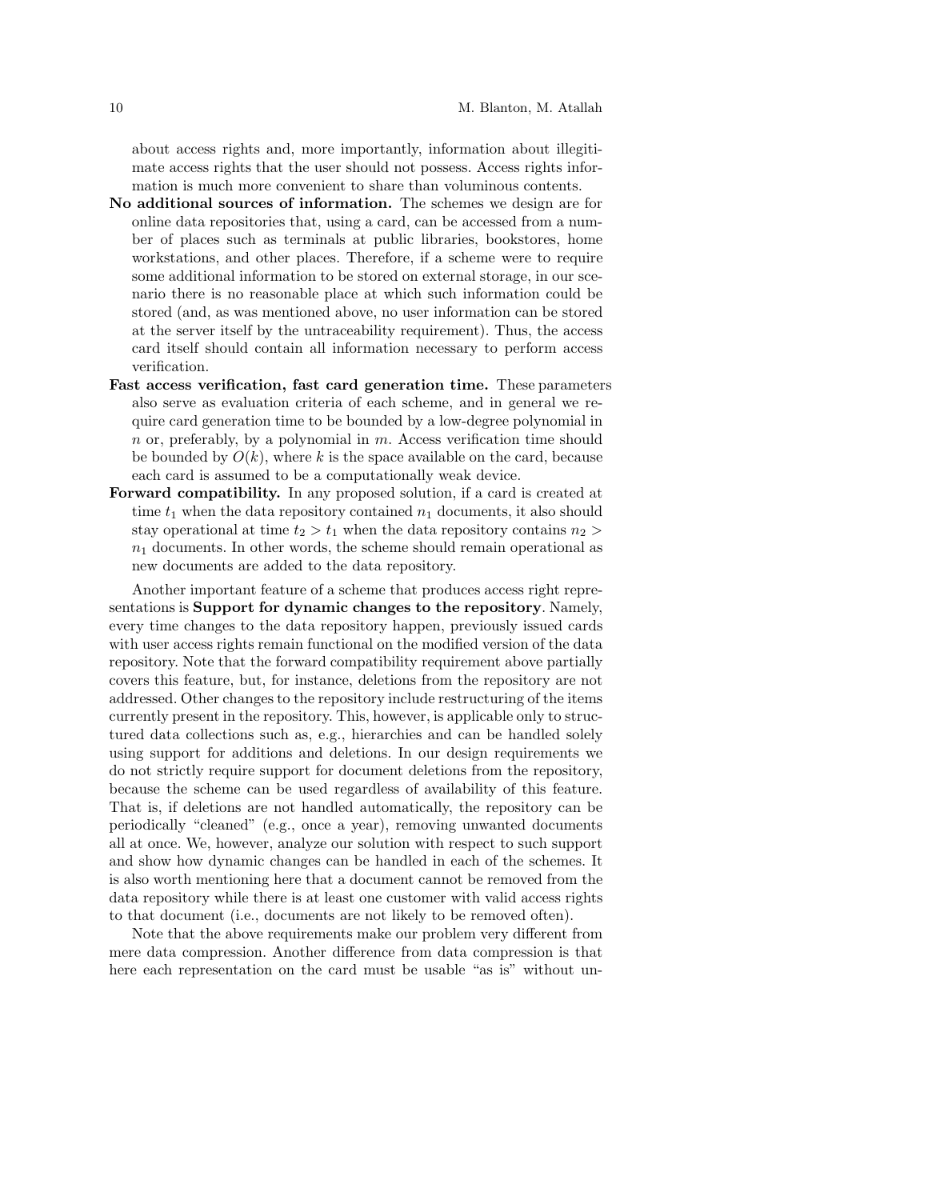about access rights and, more importantly, information about illegitimate access rights that the user should not possess. Access rights information is much more convenient to share than voluminous contents.

**No additional sources of information.** The schemes we design are for online data repositories that, using a card, can be accessed from a number of places such as terminals at public libraries, bookstores, home workstations, and other places. Therefore, if a scheme were to require some additional information to be stored on external storage, in our scenario there is no reasonable place at which such information could be stored (and, as was mentioned above, no user information can be stored at the server itself by the untraceability requirement). Thus, the access card itself should contain all information necessary to perform access verification.

**Fast access verification, fast card generation time.** These parameters also serve as evaluation criteria of each scheme, and in general we require card generation time to be bounded by a low-degree polynomial in $n$ or, preferably, by a polynomial in $m$. Access verification time should be bounded by $O(k)$, where $k$ is the space available on the card, because each card is assumed to be a computationally weak device.

**Forward compatibility.** In any proposed solution, if a card is created at time $t_1$ when the data repository contained $n_1$ documents, it also should stay operational at time $t_2 > t_1$ when the data repository contains $n_2 > n_1$ documents. In other words, the scheme should remain operational as new documents are added to the data repository.

Another important feature of a scheme that produces access right representations is **Support for dynamic changes to the repository**. Namely, every time changes to the data repository happen, previously issued cards with user access rights remain functional on the modified version of the data repository. Note that the forward compatibility requirement above partially covers this feature, but, for instance, deletions from the repository are not addressed. Other changes to the repository include restructuring of the items currently present in the repository. This, however, is applicable only to structured data collections such as, e.g., hierarchies and can be handled solely using support for additions and deletions. In our design requirements we do not strictly require support for document deletions from the repository, because the scheme can be used regardless of availability of this feature. That is, if deletions are not handled automatically, the repository can be periodically "cleaned" (e.g., once a year), removing unwanted documents all at once. We, however, analyze our solution with respect to such support and show how dynamic changes can be handled in each of the schemes. It is also worth mentioning here that a document cannot be removed from the data repository while there is at least one customer with valid access rights to that document (i.e., documents are not likely to be removed often).

Note that the above requirements make our problem very different from mere data compression. Another difference from data compression is that here each representation on the card must be usable "as is" without un-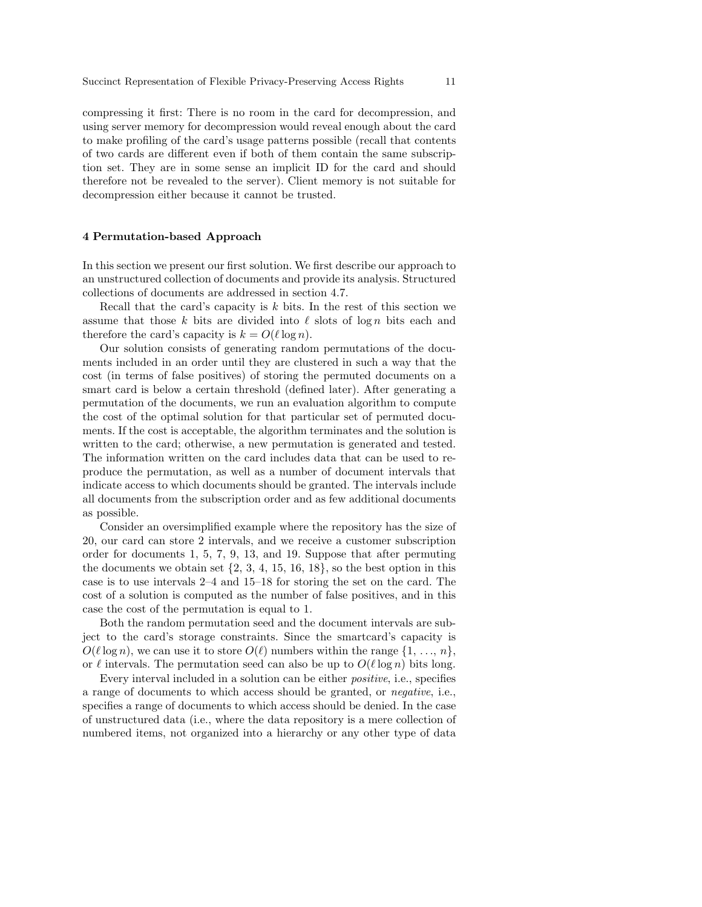compressing it first: There is no room in the card for decompression, and using server memory for decompression would reveal enough about the card to make profiling of the card's usage patterns possible (recall that contents of two cards are different even if both of them contain the same subscription set. They are in some sense an implicit ID for the card and should therefore not be revealed to the server). Client memory is not suitable for decompression either because it cannot be trusted.

## 4 Permutation-based Approach

In this section we present our first solution. We first describe our approach to an unstructured collection of documents and provide its analysis. Structured collections of documents are addressed in section 4.7.

Recall that the card's capacity is $k$ bits. In the rest of this section we assume that those $k$ bits are divided into $\ell$ slots of $\log n$ bits each and therefore the card's capacity is $k = O(\ell \log n)$.

Our solution consists of generating random permutations of the documents included in an order until they are clustered in such a way that the cost (in terms of false positives) of storing the permuted documents on a smart card is below a certain threshold (defined later). After generating a permutation of the documents, we run an evaluation algorithm to compute the cost of the optimal solution for that particular set of permuted documents. If the cost is acceptable, the algorithm terminates and the solution is written to the card; otherwise, a new permutation is generated and tested. The information written on the card includes data that can be used to reproduce the permutation, as well as a number of document intervals that indicate access to which documents should be granted. The intervals include all documents from the subscription order and as few additional documents as possible.

Consider an oversimplified example where the repository has the size of 20, our card can store 2 intervals, and we receive a customer subscription order for documents 1, 5, 7, 9, 13, and 19. Suppose that after permuting the documents we obtain set $\{2, 3, 4, 15, 16, 18\}$, so the best option in this case is to use intervals 2–4 and 15–18 for storing the set on the card. The cost of a solution is computed as the number of false positives, and in this case the cost of the permutation is equal to 1.

Both the random permutation seed and the document intervals are subject to the card's storage constraints. Since the smartcard's capacity is $O(\ell \log n)$, we can use it to store $O(\ell)$ numbers within the range $\{1, \ldots, n\}$, or $\ell$ intervals. The permutation seed can also be up to $O(\ell \log n)$ bits long.

Every interval included in a solution can be either *positive*, i.e., specifies a range of documents to which access should be granted, or *negative*, i.e., specifies a range of documents to which access should be denied. In the case of unstructured data (i.e., where the data repository is a mere collection of numbered items, not organized into a hierarchy or any other type of data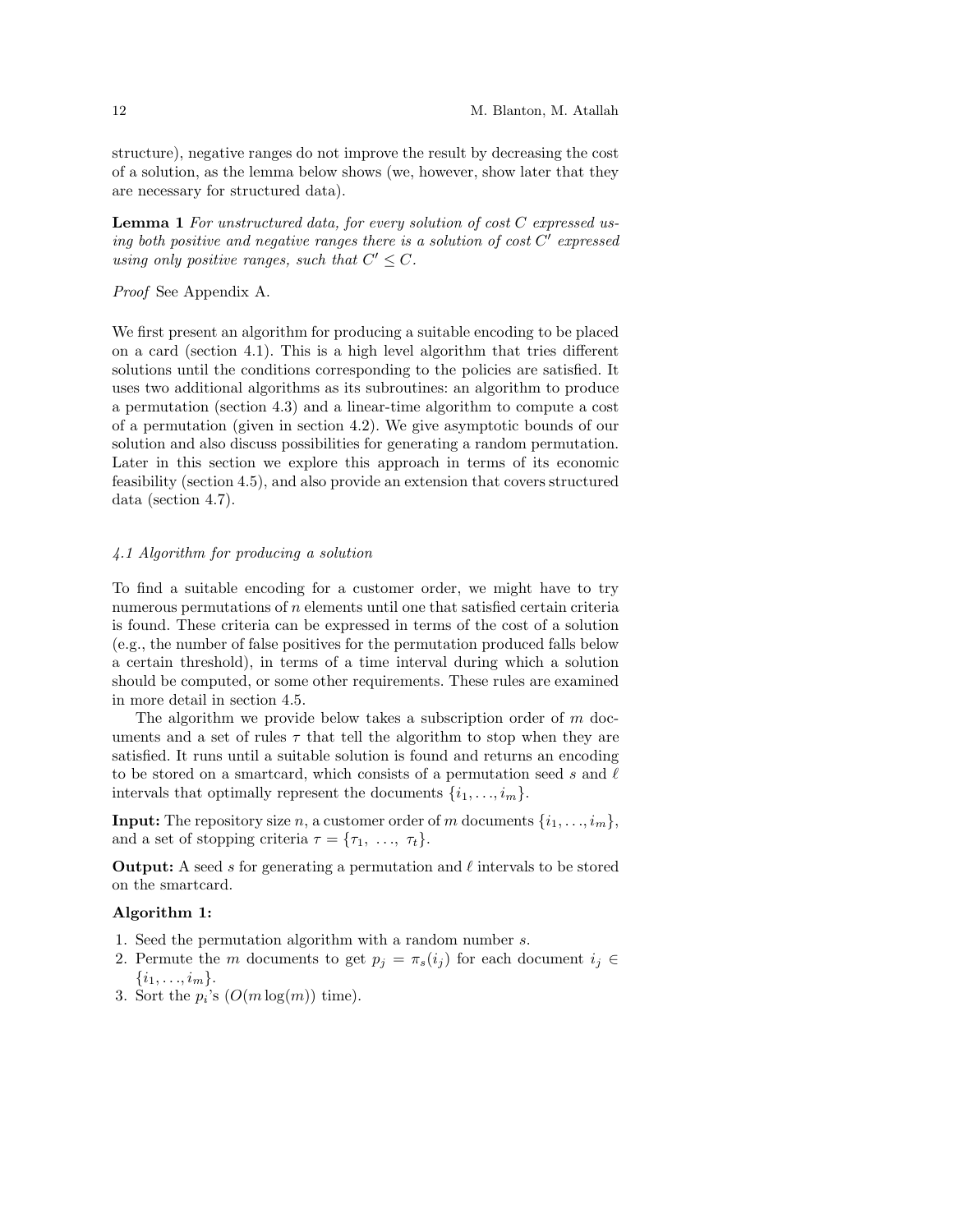structure), negative ranges do not improve the result by decreasing the cost of a solution, as the lemma below shows (we, however, show later that they are necessary for structured data).

**Lemma 1** *For unstructured data, for every solution of cost $C$ expressed using both positive and negative ranges there is a solution of cost $C'$ expressed using only positive ranges, such that $C' \leq C$.*

*Proof* See Appendix A.

We first present an algorithm for producing a suitable encoding to be placed on a card (section 4.1). This is a high level algorithm that tries different solutions until the conditions corresponding to the policies are satisfied. It uses two additional algorithms as its subroutines: an algorithm to produce a permutation (section 4.3) and a linear-time algorithm to compute a cost of a permutation (given in section 4.2). We give asymptotic bounds of our solution and also discuss possibilities for generating a random permutation. Later in this section we explore this approach in terms of its economic feasibility (section 4.5), and also provide an extension that covers structured data (section 4.7).

### *4.1 Algorithm for producing a solution*

To find a suitable encoding for a customer order, we might have to try numerous permutations of $n$ elements until one that satisfied certain criteria is found. These criteria can be expressed in terms of the cost of a solution (e.g., the number of false positives for the permutation produced falls below a certain threshold), in terms of a time interval during which a solution should be computed, or some other requirements. These rules are examined in more detail in section 4.5.

The algorithm we provide below takes a subscription order of $m$ documents and a set of rules $\tau$ that tell the algorithm to stop when they are satisfied. It runs until a suitable solution is found and returns an encoding to be stored on a smartcard, which consists of a permutation seed $s$ and $\ell$ intervals that optimally represent the documents $\{i_1, \ldots, i_m\}$.

**Input:** The repository size $n$, a customer order of $m$ documents $\{i_1, \ldots, i_m\}$, and a set of stopping criteria $\tau = \{\tau_1, \ldots, \tau_t\}$.

**Output:** A seed $s$ for generating a permutation and $\ell$ intervals to be stored on the smartcard.

**Algorithm 1:**

1. Seed the permutation algorithm with a random number $s$.
2. Permute the $m$ documents to get $p_j = \pi_s(i_j)$ for each document $i_j \in \{i_1, \ldots, i_m\}$.
3. Sort the $p_i$'s ($O(m \log(m))$ time).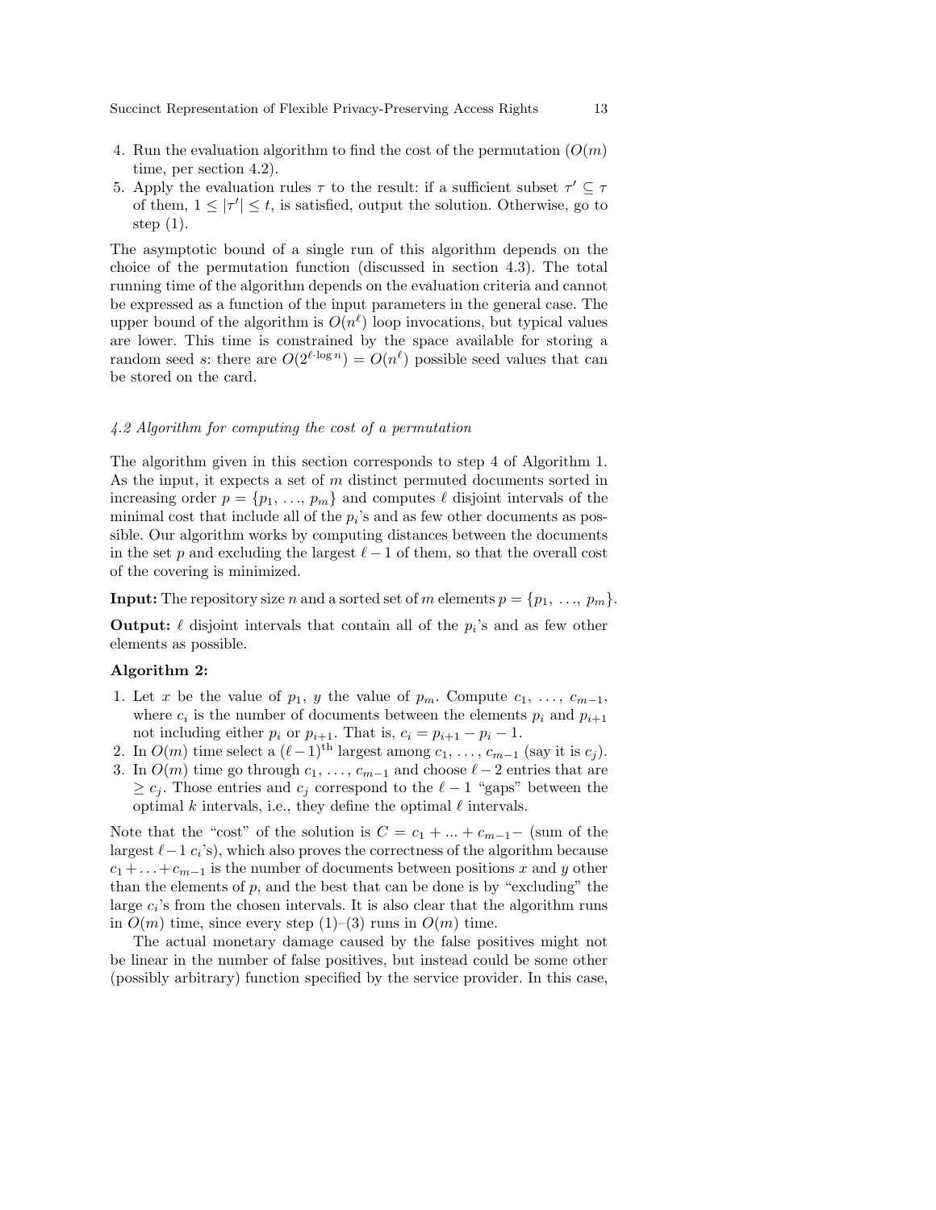4. Run the evaluation algorithm to find the cost of the permutation ($O(m)$ time, per section 4.2).
5. Apply the evaluation rules $\tau$ to the result: if a sufficient subset $\tau' \subseteq \tau$ of them, $1 \leq |\tau'| \leq t$, is satisfied, output the solution. Otherwise, go to step (1).

The asymptotic bound of a single run of this algorithm depends on the choice of the permutation function (discussed in section 4.3). The total running time of the algorithm depends on the evaluation criteria and cannot be expressed as a function of the input parameters in the general case. The upper bound of the algorithm is $O(n^\ell)$ loop invocations, but typical values are lower. This time is constrained by the space available for storing a random seed $s$: there are $O(2^{\ell \cdot \log n}) = O(n^\ell)$ possible seed values that can be stored on the card.

### *4.2 Algorithm for computing the cost of a permutation*

The algorithm given in this section corresponds to step 4 of Algorithm 1. As the input, it expects a set of $m$ distinct permuted documents sorted in increasing order $p = \{p_1, \ldots, p_m\}$ and computes $\ell$ disjoint intervals of the minimal cost that include all of the $p_i$'s and as few other documents as possible. Our algorithm works by computing distances between the documents in the set $p$ and excluding the largest $\ell - 1$ of them, so that the overall cost of the covering is minimized.

**Input:** The repository size $n$ and a sorted set of $m$ elements $p = \{p_1, \ldots, p_m\}$.

**Output:** $\ell$ disjoint intervals that contain all of the $p_i$'s and as few other elements as possible.

**Algorithm 2:**

1. Let $x$ be the value of $p_1$, $y$ the value of $p_m$. Compute $c_1, \ldots, c_{m-1}$, where $c_i$ is the number of documents between the elements $p_i$ and $p_{i+1}$ not including either $p_i$ or $p_{i+1}$. That is, $c_i = p_{i+1} - p_i - 1$.
2. In $O(m)$ time select a $(\ell - 1)^{\text{th}}$ largest among $c_1, \ldots, c_{m-1}$ (say it is $c_j$).
3. In $O(m)$ time go through $c_1, \ldots, c_{m-1}$ and choose $\ell - 2$ entries that are $\geq c_j$. Those entries and $c_j$ correspond to the $\ell - 1$ "gaps" between the optimal $k$ intervals, i.e., they define the optimal $\ell$ intervals.

Note that the "cost" of the solution is $C = c_1 + ... + c_{m-1} -$ (sum of the largest $\ell - 1$ $c_i$'s), which also proves the correctness of the algorithm because $c_1 + \ldots + c_{m-1}$ is the number of documents between positions $x$ and $y$ other than the elements of $p$, and the best that can be done is by "excluding" the large $c_i$'s from the chosen intervals. It is also clear that the algorithm runs in $O(m)$ time, since every step (1)–(3) runs in $O(m)$ time.

The actual monetary damage caused by the false positives might not be linear in the number of false positives, but instead could be some other (possibly arbitrary) function specified by the service provider. In this case,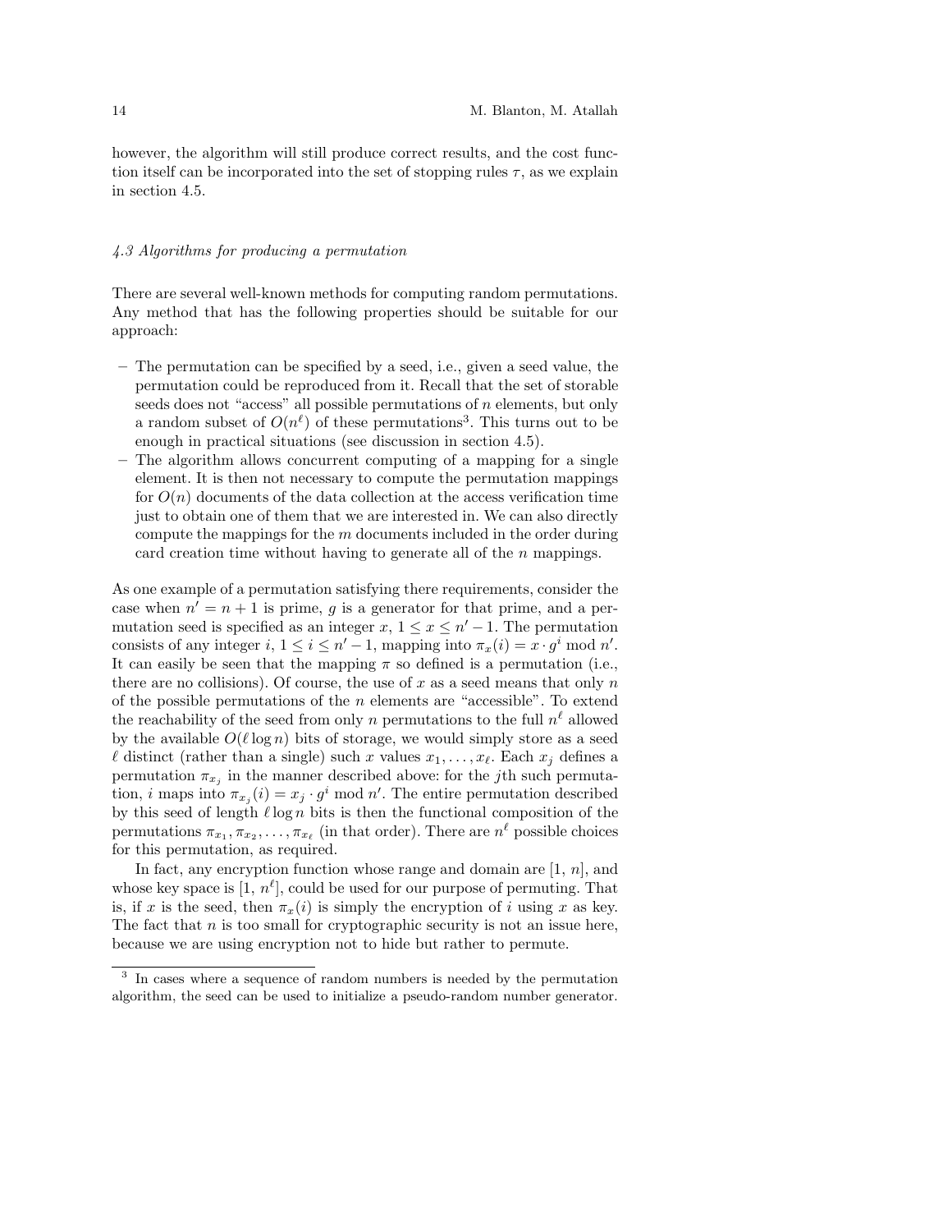however, the algorithm will still produce correct results, and the cost function itself can be incorporated into the set of stopping rules $\tau$, as we explain in section 4.5.

### *4.3 Algorithms for producing a permutation*

There are several well-known methods for computing random permutations. Any method that has the following properties should be suitable for our approach:

- The permutation can be specified by a seed, i.e., given a seed value, the permutation could be reproduced from it. Recall that the set of storable seeds does not "access" all possible permutations of $n$ elements, but only a random subset of $O(n^\ell)$ of these permutations[3]. This turns out to be enough in practical situations (see discussion in section 4.5).
- The algorithm allows concurrent computing of a mapping for a single element. It is then not necessary to compute the permutation mappings for $O(n)$ documents of the data collection at the access verification time just to obtain one of them that we are interested in. We can also directly compute the mappings for the $m$ documents included in the order during card creation time without having to generate all of the $n$ mappings.

As one example of a permutation satisfying there requirements, consider the case when $n' = n + 1$ is prime, $g$ is a generator for that prime, and a permutation seed is specified as an integer $x$, $1 \le x \le n' - 1$. The permutation consists of any integer $i$, $1 \le i \le n' - 1$, mapping into $\pi_x(i) = x \cdot g^i \bmod n'$. It can easily be seen that the mapping $\pi$ so defined is a permutation (i.e., there are no collisions). Of course, the use of $x$ as a seed means that only $n$ of the possible permutations of the $n$ elements are "accessible". To extend the reachability of the seed from only $n$ permutations to the full $n^\ell$ allowed by the available $O(\ell \log n)$ bits of storage, we would simply store as a seed $\ell$ distinct (rather than a single) such $x$ values $x_1, \ldots, x_\ell$. Each $x_j$ defines a permutation $\pi_{x_j}$ in the manner described above: for the $j$th such permutation, $i$ maps into $\pi_{x_j}(i) = x_j \cdot g^i \bmod n'$. The entire permutation described by this seed of length $\ell \log n$ bits is then the functional composition of the permutations $\pi_{x_1}, \pi_{x_2}, \ldots, \pi_{x_\ell}$ (in that order). There are $n^\ell$ possible choices for this permutation, as required.

In fact, any encryption function whose range and domain are $[1,\, n]$, and whose key space is $[1,\, n^\ell]$, could be used for our purpose of permuting. That is, if $x$ is the seed, then $\pi_x(i)$ is simply the encryption of $i$ using $x$ as key. The fact that $n$ is too small for cryptographic security is not an issue here, because we are using encryption not to hide but rather to permute.

[3] In cases where a sequence of random numbers is needed by the permutation algorithm, the seed can be used to initialize a pseudo-random number generator.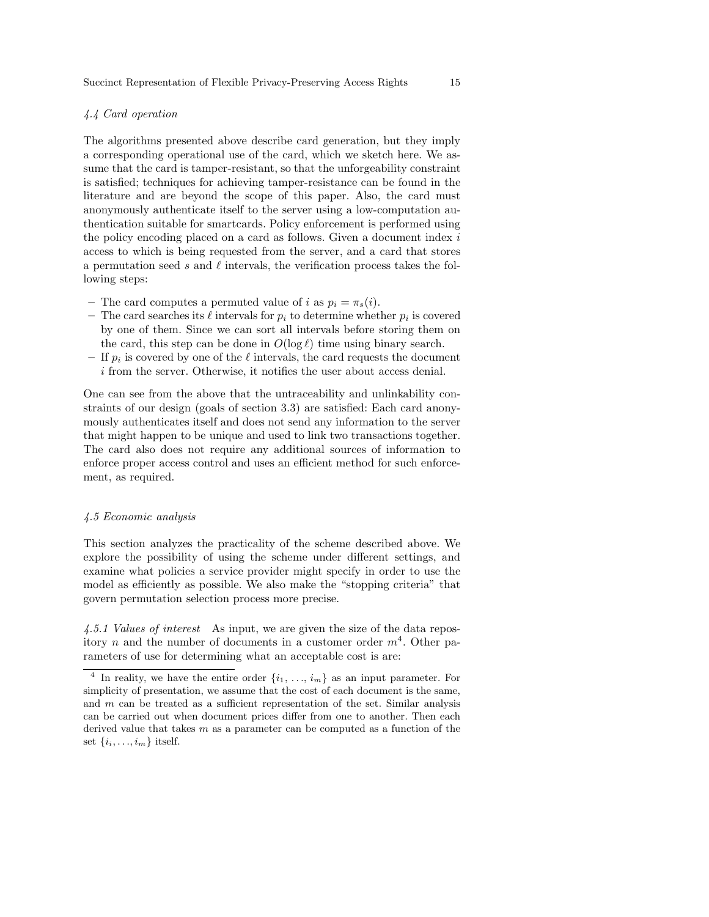### 4.4 Card operation

The algorithms presented above describe card generation, but they imply a corresponding operational use of the card, which we sketch here. We assume that the card is tamper-resistant, so that the unforgeability constraint is satisfied; techniques for achieving tamper-resistance can be found in the literature and are beyond the scope of this paper. Also, the card must anonymously authenticate itself to the server using a low-computation authentication suitable for smartcards. Policy enforcement is performed using the policy encoding placed on a card as follows. Given a document index $i$ access to which is being requested from the server, and a card that stores a permutation seed $s$ and $\ell$ intervals, the verification process takes the following steps:

- The card computes a permuted value of $i$ as $p_i = \pi_s(i)$.
- The card searches its $\ell$ intervals for $p_i$ to determine whether $p_i$ is covered by one of them. Since we can sort all intervals before storing them on the card, this step can be done in $O(\log \ell)$ time using binary search.
- If $p_i$ is covered by one of the $\ell$ intervals, the card requests the document $i$ from the server. Otherwise, it notifies the user about access denial.

One can see from the above that the untraceability and unlinkability constraints of our design (goals of section 3.3) are satisfied: Each card anonymously authenticates itself and does not send any information to the server that might happen to be unique and used to link two transactions together. The card also does not require any additional sources of information to enforce proper access control and uses an efficient method for such enforcement, as required.

### 4.5 Economic analysis

This section analyzes the practicality of the scheme described above. We explore the possibility of using the scheme under different settings, and examine what policies a service provider might specify in order to use the model as efficiently as possible. We also make the "stopping criteria" that govern permutation selection process more precise.

*4.5.1 Values of interest* As input, we are given the size of the data repository $n$ and the number of documents in a customer order $m$[4]. Other parameters of use for determining what an acceptable cost is are:

[4] In reality, we have the entire order $\{i_1, \ldots, i_m\}$ as an input parameter. For simplicity of presentation, we assume that the cost of each document is the same, and $m$ can be treated as a sufficient representation of the set. Similar analysis can be carried out when document prices differ from one to another. Then each derived value that takes $m$ as a parameter can be computed as a function of the set $\{i_i, \ldots, i_m\}$ itself.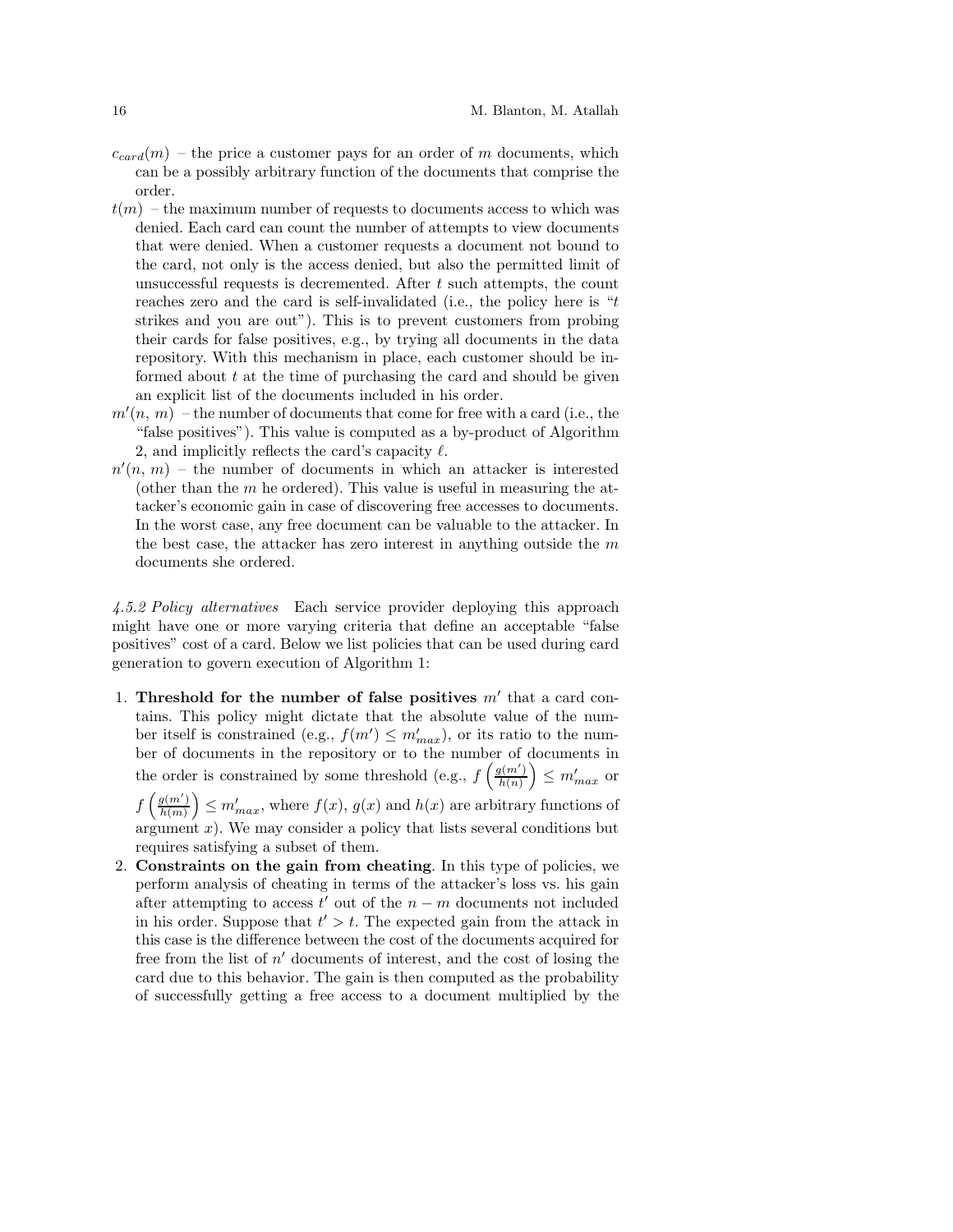$c_{card}(m)$ – the price a customer pays for an order of $m$ documents, which can be a possibly arbitrary function of the documents that comprise the order.

$t(m)$ – the maximum number of requests to documents access to which was denied. Each card can count the number of attempts to view documents that were denied. When a customer requests a document not bound to the card, not only is the access denied, but also the permitted limit of unsuccessful requests is decremented. After $t$ such attempts, the count reaches zero and the card is self-invalidated (i.e., the policy here is "$t$ strikes and you are out"). This is to prevent customers from probing their cards for false positives, e.g., by trying all documents in the data repository. With this mechanism in place, each customer should be informed about $t$ at the time of purchasing the card and should be given an explicit list of the documents included in his order.

$m'(n, m)$ – the number of documents that come for free with a card (i.e., the "false positives"). This value is computed as a by-product of Algorithm 2, and implicitly reflects the card's capacity $\ell$.

$n'(n, m)$ – the number of documents in which an attacker is interested (other than the $m$ he ordered). This value is useful in measuring the attacker's economic gain in case of discovering free accesses to documents. In the worst case, any free document can be valuable to the attacker. In the best case, the attacker has zero interest in anything outside the $m$ documents she ordered.

*4.5.2 Policy alternatives* Each service provider deploying this approach might have one or more varying criteria that define an acceptable "false positives" cost of a card. Below we list policies that can be used during card generation to govern execution of Algorithm 1:

1. **Threshold for the number of false positives** $m'$ that a card contains. This policy might dictate that the absolute value of the number itself is constrained (e.g., $f(m') \leq m'_{max}$), or its ratio to the number of documents in the repository or to the number of documents in the order is constrained by some threshold (e.g., $f\left(\frac{g(m')}{h(n)}\right) \leq m'_{max}$ or $f\left(\frac{g(m')}{h(m)}\right) \leq m'_{max}$, where $f(x)$, $g(x)$ and $h(x)$ are arbitrary functions of argument $x$). We may consider a policy that lists several conditions but requires satisfying a subset of them.
2. **Constraints on the gain from cheating**. In this type of policies, we perform analysis of cheating in terms of the attacker's loss vs. his gain after attempting to access $t'$ out of the $n - m$ documents not included in his order. Suppose that $t' > t$. The expected gain from the attack in this case is the difference between the cost of the documents acquired for free from the list of $n'$ documents of interest, and the cost of losing the card due to this behavior. The gain is then computed as the probability of successfully getting a free access to a document multiplied by the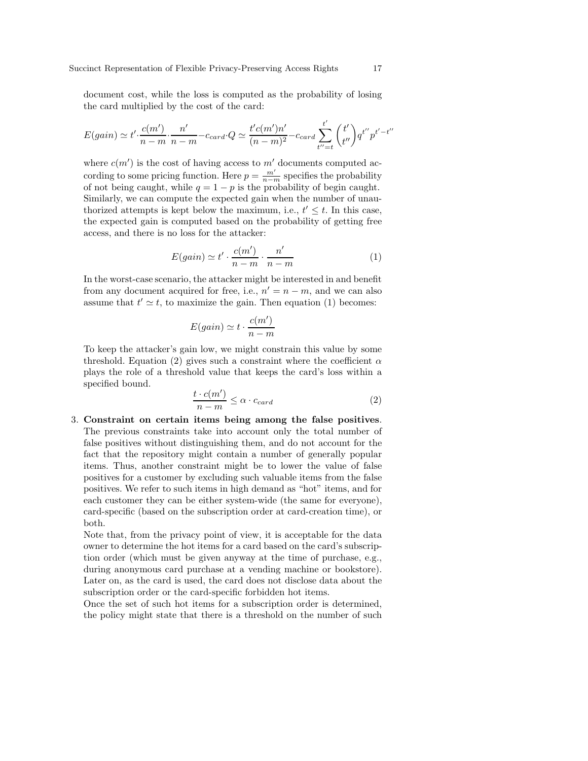document cost, while the loss is computed as the probability of losing the card multiplied by the cost of the card:

$$E(gain) \simeq t' \cdot \frac{c(m')}{n-m} \cdot \frac{n'}{n-m} - c_{card} \cdot Q \simeq \frac{t' c(m') n'}{(n-m)^2} - c_{card} \sum_{t''=t}^{t'} \binom{t'}{t''} q^{t''} p^{t'-t''}$$

where $c(m')$ is the cost of having access to $m'$ documents computed according to some pricing function. Here $p = \frac{m'}{n-m}$ specifies the probability of not being caught, while $q = 1 - p$ is the probability of begin caught. Similarly, we can compute the expected gain when the number of unauthorized attempts is kept below the maximum, i.e., $t' \leq t$. In this case, the expected gain is computed based on the probability of getting free access, and there is no loss for the attacker:

$$E(gain) \simeq t' \cdot \frac{c(m')}{n-m} \cdot \frac{n'}{n-m} \tag{1}$$

In the worst-case scenario, the attacker might be interested in and benefit from any document acquired for free, i.e., $n' = n - m$, and we can also assume that $t' \simeq t$, to maximize the gain. Then equation (1) becomes:

$$E(gain) \simeq t \cdot \frac{c(m')}{n-m}$$

To keep the attacker's gain low, we might constrain this value by some threshold. Equation (2) gives such a constraint where the coefficient $\alpha$ plays the role of a threshold value that keeps the card's loss within a specified bound.

$$\frac{t \cdot c(m')}{n-m} \leq \alpha \cdot c_{card} \tag{2}$$

3. **Constraint on certain items being among the false positives**. The previous constraints take into account only the total number of false positives without distinguishing them, and do not account for the fact that the repository might contain a number of generally popular items. Thus, another constraint might be to lower the value of false positives for a customer by excluding such valuable items from the false positives. We refer to such items in high demand as "hot" items, and for each customer they can be either system-wide (the same for everyone), card-specific (based on the subscription order at card-creation time), or both.

   Note that, from the privacy point of view, it is acceptable for the data owner to determine the hot items for a card based on the card's subscription order (which must be given anyway at the time of purchase, e.g., during anonymous card purchase at a vending machine or bookstore). Later on, as the card is used, the card does not disclose data about the subscription order or the card-specific forbidden hot items.

   Once the set of such hot items for a subscription order is determined, the policy might state that there is a threshold on the number of such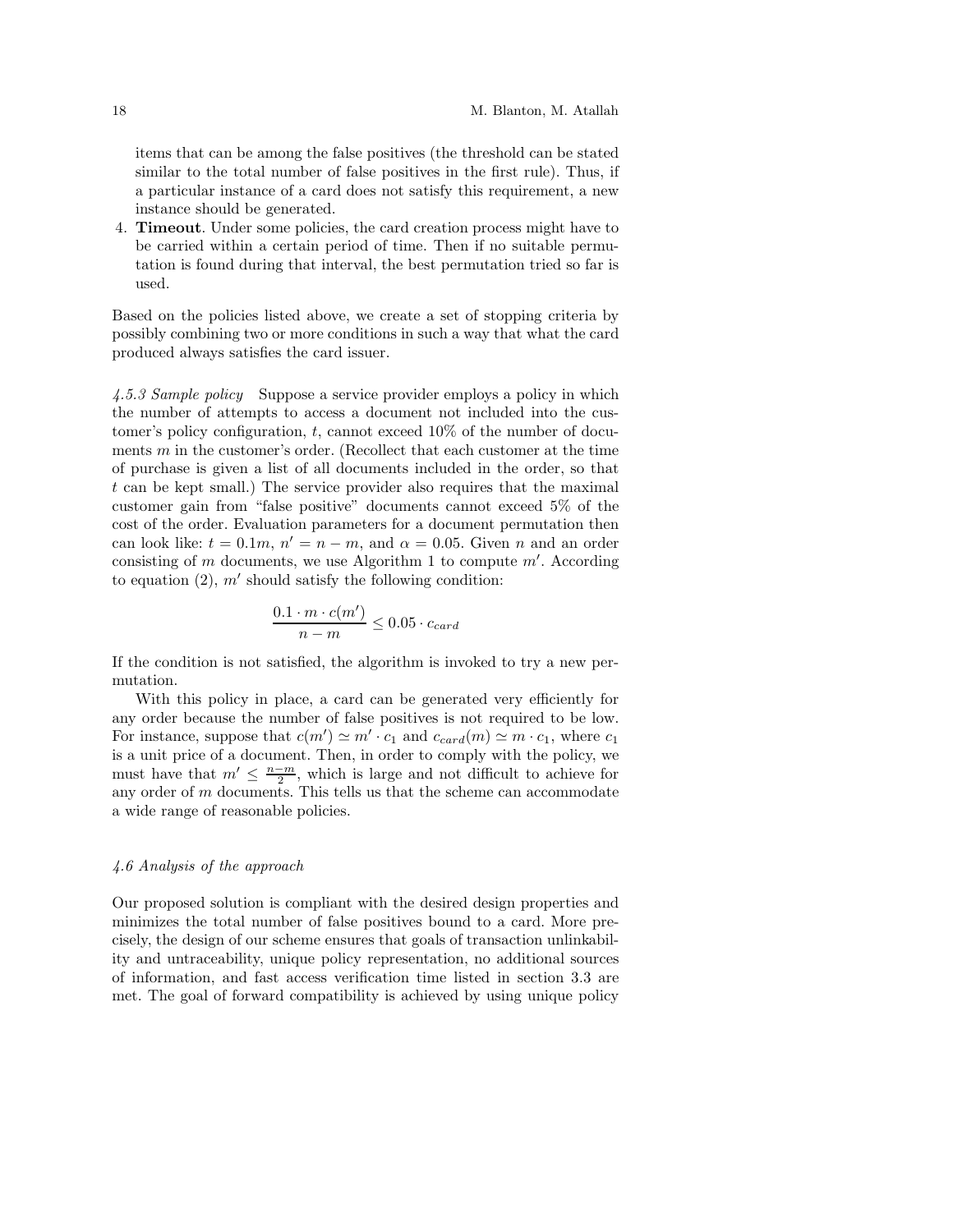items that can be among the false positives (the threshold can be stated similar to the total number of false positives in the first rule). Thus, if a particular instance of a card does not satisfy this requirement, a new instance should be generated.

4. **Timeout**. Under some policies, the card creation process might have to be carried within a certain period of time. Then if no suitable permutation is found during that interval, the best permutation tried so far is used.

Based on the policies listed above, we create a set of stopping criteria by possibly combining two or more conditions in such a way that what the card produced always satisfies the card issuer.

*4.5.3 Sample policy* Suppose a service provider employs a policy in which the number of attempts to access a document not included into the customer's policy configuration, $t$, cannot exceed 10% of the number of documents $m$ in the customer's order. (Recollect that each customer at the time of purchase is given a list of all documents included in the order, so that $t$ can be kept small.) The service provider also requires that the maximal customer gain from "false positive" documents cannot exceed 5% of the cost of the order. Evaluation parameters for a document permutation then can look like: $t = 0.1m$, $n' = n - m$, and $\alpha = 0.05$. Given $n$ and an order consisting of $m$ documents, we use Algorithm 1 to compute $m'$. According to equation (2), $m'$ should satisfy the following condition:

$$\frac{0.1 \cdot m \cdot c(m')}{n - m} \leq 0.05 \cdot c_{card}$$

If the condition is not satisfied, the algorithm is invoked to try a new permutation.

With this policy in place, a card can be generated very efficiently for any order because the number of false positives is not required to be low. For instance, suppose that $c(m') \simeq m' \cdot c_1$ and $c_{card}(m) \simeq m \cdot c_1$, where $c_1$ is a unit price of a document. Then, in order to comply with the policy, we must have that $m' \leq \frac{n-m}{2}$, which is large and not difficult to achieve for any order of $m$ documents. This tells us that the scheme can accommodate a wide range of reasonable policies.

### *4.6 Analysis of the approach*

Our proposed solution is compliant with the desired design properties and minimizes the total number of false positives bound to a card. More precisely, the design of our scheme ensures that goals of transaction unlinkability and untraceability, unique policy representation, no additional sources of information, and fast access verification time listed in section 3.3 are met. The goal of forward compatibility is achieved by using unique policy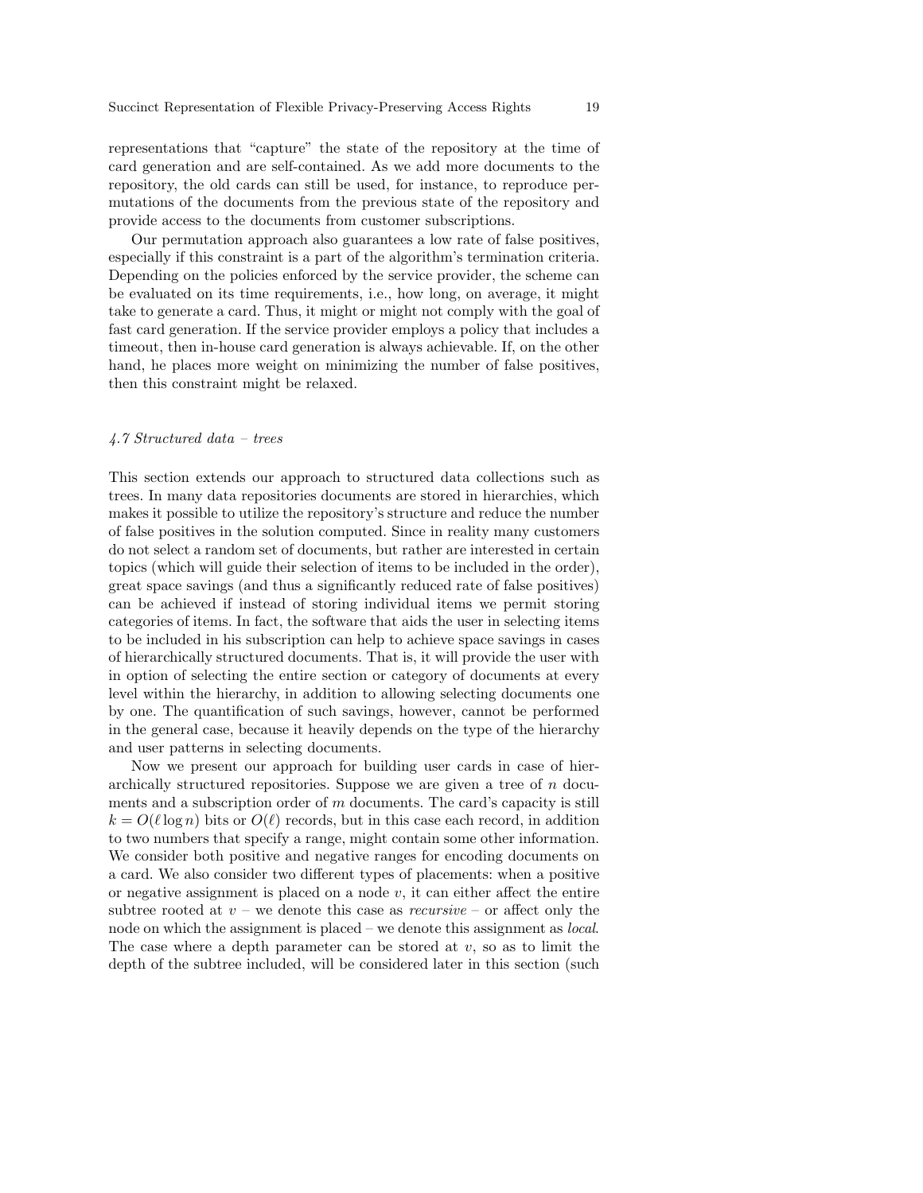representations that "capture" the state of the repository at the time of card generation and are self-contained. As we add more documents to the repository, the old cards can still be used, for instance, to reproduce permutations of the documents from the previous state of the repository and provide access to the documents from customer subscriptions.

Our permutation approach also guarantees a low rate of false positives, especially if this constraint is a part of the algorithm's termination criteria. Depending on the policies enforced by the service provider, the scheme can be evaluated on its time requirements, i.e., how long, on average, it might take to generate a card. Thus, it might or might not comply with the goal of fast card generation. If the service provider employs a policy that includes a timeout, then in-house card generation is always achievable. If, on the other hand, he places more weight on minimizing the number of false positives, then this constraint might be relaxed.

### *4.7 Structured data – trees*

This section extends our approach to structured data collections such as trees. In many data repositories documents are stored in hierarchies, which makes it possible to utilize the repository's structure and reduce the number of false positives in the solution computed. Since in reality many customers do not select a random set of documents, but rather are interested in certain topics (which will guide their selection of items to be included in the order), great space savings (and thus a significantly reduced rate of false positives) can be achieved if instead of storing individual items we permit storing categories of items. In fact, the software that aids the user in selecting items to be included in his subscription can help to achieve space savings in cases of hierarchically structured documents. That is, it will provide the user with in option of selecting the entire section or category of documents at every level within the hierarchy, in addition to allowing selecting documents one by one. The quantification of such savings, however, cannot be performed in the general case, because it heavily depends on the type of the hierarchy and user patterns in selecting documents.

Now we present our approach for building user cards in case of hierarchically structured repositories. Suppose we are given a tree of $n$ documents and a subscription order of $m$ documents. The card's capacity is still $k = O(\ell \log n)$ bits or $O(\ell)$ records, but in this case each record, in addition to two numbers that specify a range, might contain some other information. We consider both positive and negative ranges for encoding documents on a card. We also consider two different types of placements: when a positive or negative assignment is placed on a node $v$, it can either affect the entire subtree rooted at $v$ – we denote this case as *recursive* – or affect only the node on which the assignment is placed – we denote this assignment as *local*. The case where a depth parameter can be stored at $v$, so as to limit the depth of the subtree included, will be considered later in this section (such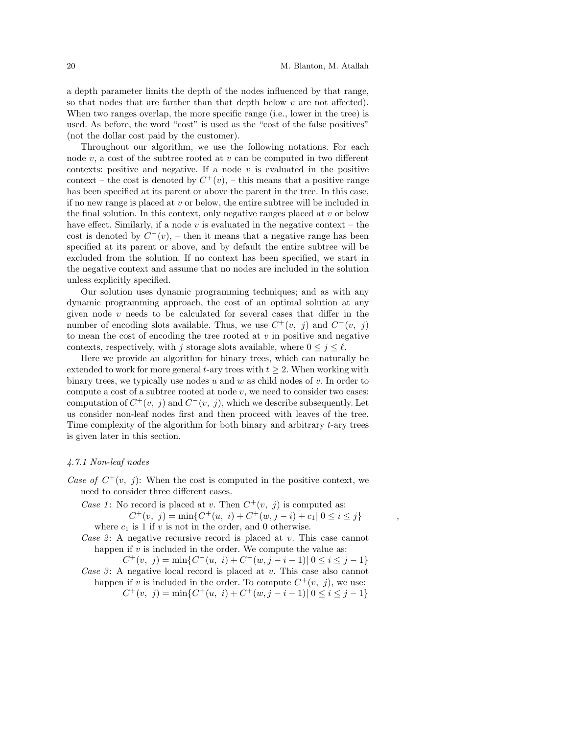a depth parameter limits the depth of the nodes influenced by that range, so that nodes that are farther than that depth below $v$ are not affected). When two ranges overlap, the more specific range (i.e., lower in the tree) is used. As before, the word "cost" is used as the "cost of the false positives" (not the dollar cost paid by the customer).

Throughout our algorithm, we use the following notations. For each node $v$, a cost of the subtree rooted at $v$ can be computed in two different contexts: positive and negative. If a node $v$ is evaluated in the positive context – the cost is denoted by $C^+(v)$, – this means that a positive range has been specified at its parent or above the parent in the tree. In this case, if no new range is placed at $v$ or below, the entire subtree will be included in the final solution. In this context, only negative ranges placed at $v$ or below have effect. Similarly, if a node $v$ is evaluated in the negative context – the cost is denoted by $C^-(v)$, – then it means that a negative range has been specified at its parent or above, and by default the entire subtree will be excluded from the solution. If no context has been specified, we start in the negative context and assume that no nodes are included in the solution unless explicitly specified.

Our solution uses dynamic programming techniques; and as with any dynamic programming approach, the cost of an optimal solution at any given node $v$ needs to be calculated for several cases that differ in the number of encoding slots available. Thus, we use $C^+(v,\ j)$ and $C^-(v,\ j)$ to mean the cost of encoding the tree rooted at $v$ in positive and negative contexts, respectively, with $j$ storage slots available, where $0 \leq j \leq \ell$.

Here we provide an algorithm for binary trees, which can naturally be extended to work for more general $t$-ary trees with $t \geq 2$. When working with binary trees, we typically use nodes $u$ and $w$ as child nodes of $v$. In order to compute a cost of a subtree rooted at node $v$, we need to consider two cases: computation of $C^+(v,\ j)$ and $C^-(v,\ j)$, which we describe subsequently. Let us consider non-leaf nodes first and then proceed with leaves of the tree. Time complexity of the algorithm for both binary and arbitrary $t$-ary trees is given later in this section.

### *4.7.1 Non-leaf nodes*

*Case of* $C^+(v,\ j)$: When the cost is computed in the positive context, we need to consider three different cases.

*Case 1*: No record is placed at $v$. Then $C^+(v,\ j)$ is computed as:

$$C^+(v,\ j) = \min\{C^+(u,\ i) + C^+(w, j-i) + c_1 |\ 0 \leq i \leq j\},$$

where $c_1$ is 1 if $v$ is not in the order, and 0 otherwise.

*Case 2*: A negative recursive record is placed at $v$. This case cannot happen if $v$ is included in the order. We compute the value as:

$$C^+(v,\ j) = \min\{C^-(u,\ i) + C^-(w, j-i-1) |\ 0 \leq i \leq j-1\}$$

*Case 3*: A negative local record is placed at $v$. This case also cannot happen if $v$ is included in the order. To compute $C^+(v,\ j)$, we use:

$$C^+(v,\ j) = \min\{C^+(u,\ i) + C^+(w, j-i-1) |\ 0 \leq i \leq j-1\}$$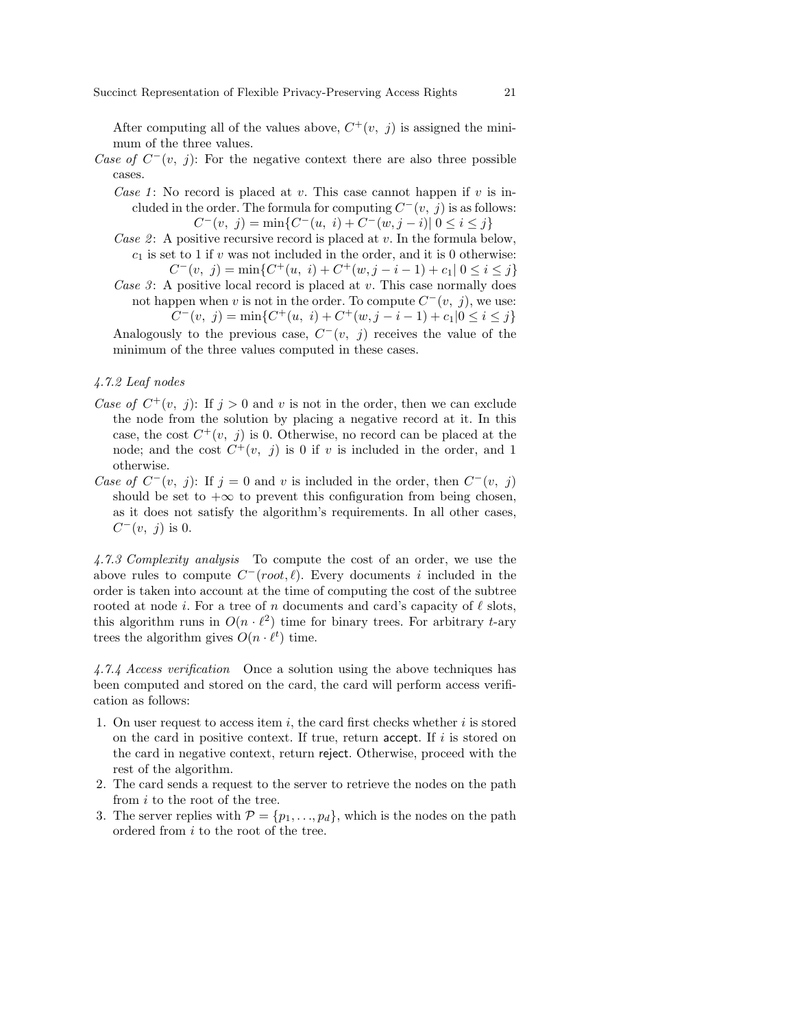After computing all of the values above, $C^+(v,\ j)$ is assigned the minimum of the three values.

*Case of* $C^-(v,\ j)$: For the negative context there are also three possible cases.

*Case 1*: No record is placed at $v$. This case cannot happen if $v$ is included in the order. The formula for computing $C^-(v,\ j)$ is as follows:

$$C^-(v,\ j) = \min\{C^-(u,\ i) + C^-(w, j-i) |\ 0 \leq i \leq j\}$$

*Case 2*: A positive recursive record is placed at $v$. In the formula below, $c_1$ is set to 1 if $v$ was not included in the order, and it is 0 otherwise:

$$C^-(v,\ j) = \min\{C^+(u,\ i) + C^+(w, j-i-1) + c_1 |\ 0 \leq i \leq j\}$$

*Case 3*: A positive local record is placed at $v$. This case normally does not happen when $v$ is not in the order. To compute $C^-(v,\ j)$, we use:

$$C^-(v,\ j) = \min\{C^+(u,\ i) + C^+(w, j-i-1) + c_1 | 0 \leq i \leq j\}$$

Analogously to the previous case, $C^-(v,\ j)$ receives the value of the minimum of the three values computed in these cases.

#### 4.7.2 Leaf nodes

*Case of* $C^+(v,\ j)$: If $j > 0$ and $v$ is not in the order, then we can exclude the node from the solution by placing a negative record at it. In this case, the cost $C^+(v,\ j)$ is 0. Otherwise, no record can be placed at the node; and the cost $C^+(v,\ j)$ is 0 if $v$ is included in the order, and 1 otherwise.

*Case of* $C^-(v,\ j)$: If $j = 0$ and $v$ is included in the order, then $C^-(v,\ j)$ should be set to $+\infty$ to prevent this configuration from being chosen, as it does not satisfy the algorithm's requirements. In all other cases, $C^-(v,\ j)$ is 0.

*4.7.3 Complexity analysis* To compute the cost of an order, we use the above rules to compute $C^-(root, \ell)$. Every documents $i$ included in the order is taken into account at the time of computing the cost of the subtree rooted at node $i$. For a tree of $n$ documents and card's capacity of $\ell$ slots, this algorithm runs in $O(n \cdot \ell^2)$ time for binary trees. For arbitrary $t$-ary trees the algorithm gives $O(n \cdot \ell^t)$ time.

*4.7.4 Access verification* Once a solution using the above techniques has been computed and stored on the card, the card will perform access verification as follows:

1. On user request to access item $i$, the card first checks whether $i$ is stored on the card in positive context. If true, return accept. If $i$ is stored on the card in negative context, return reject. Otherwise, proceed with the rest of the algorithm.
2. The card sends a request to the server to retrieve the nodes on the path from $i$ to the root of the tree.
3. The server replies with $\mathcal{P} = \{p_1, \ldots, p_d\}$, which is the nodes on the path ordered from $i$ to the root of the tree.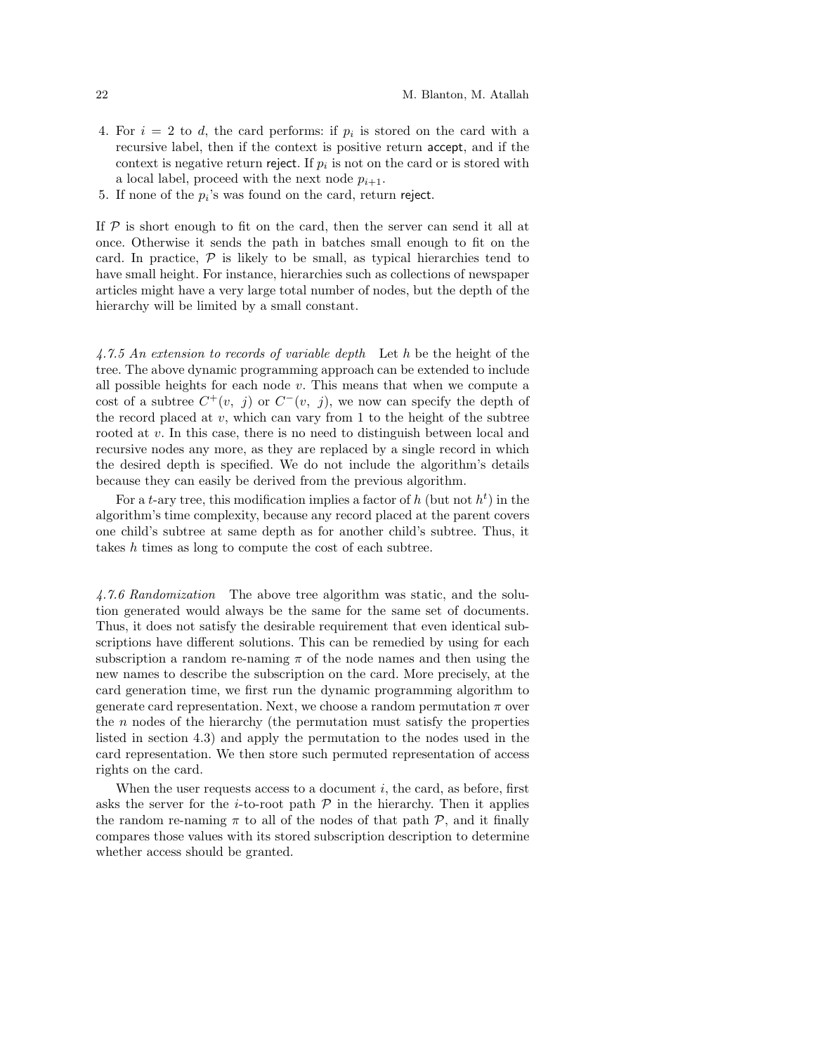4. For $i = 2$ to $d$, the card performs: if $p_i$ is stored on the card with a recursive label, then if the context is positive return accept, and if the context is negative return reject. If $p_i$ is not on the card or is stored with a local label, proceed with the next node $p_{i+1}$.
5. If none of the $p_i$'s was found on the card, return reject.

If $\mathcal{P}$ is short enough to fit on the card, then the server can send it all at once. Otherwise it sends the path in batches small enough to fit on the card. In practice, $\mathcal{P}$ is likely to be small, as typical hierarchies tend to have small height. For instance, hierarchies such as collections of newspaper articles might have a very large total number of nodes, but the depth of the hierarchy will be limited by a small constant.

*4.7.5 An extension to records of variable depth* Let $h$ be the height of the tree. The above dynamic programming approach can be extended to include all possible heights for each node $v$. This means that when we compute a cost of a subtree $C^+(v, j)$ or $C^-(v, j)$, we now can specify the depth of the record placed at $v$, which can vary from 1 to the height of the subtree rooted at $v$. In this case, there is no need to distinguish between local and recursive nodes any more, as they are replaced by a single record in which the desired depth is specified. We do not include the algorithm's details because they can easily be derived from the previous algorithm.

For a $t$-ary tree, this modification implies a factor of $h$ (but not $h^t$) in the algorithm's time complexity, because any record placed at the parent covers one child's subtree at same depth as for another child's subtree. Thus, it takes $h$ times as long to compute the cost of each subtree.

*4.7.6 Randomization* The above tree algorithm was static, and the solution generated would always be the same for the same set of documents. Thus, it does not satisfy the desirable requirement that even identical subscriptions have different solutions. This can be remedied by using for each subscription a random re-naming $\pi$ of the node names and then using the new names to describe the subscription on the card. More precisely, at the card generation time, we first run the dynamic programming algorithm to generate card representation. Next, we choose a random permutation $\pi$ over the $n$ nodes of the hierarchy (the permutation must satisfy the properties listed in section 4.3) and apply the permutation to the nodes used in the card representation. We then store such permuted representation of access rights on the card.

When the user requests access to a document $i$, the card, as before, first asks the server for the $i$-to-root path $\mathcal{P}$ in the hierarchy. Then it applies the random re-naming $\pi$ to all of the nodes of that path $\mathcal{P}$, and it finally compares those values with its stored subscription description to determine whether access should be granted.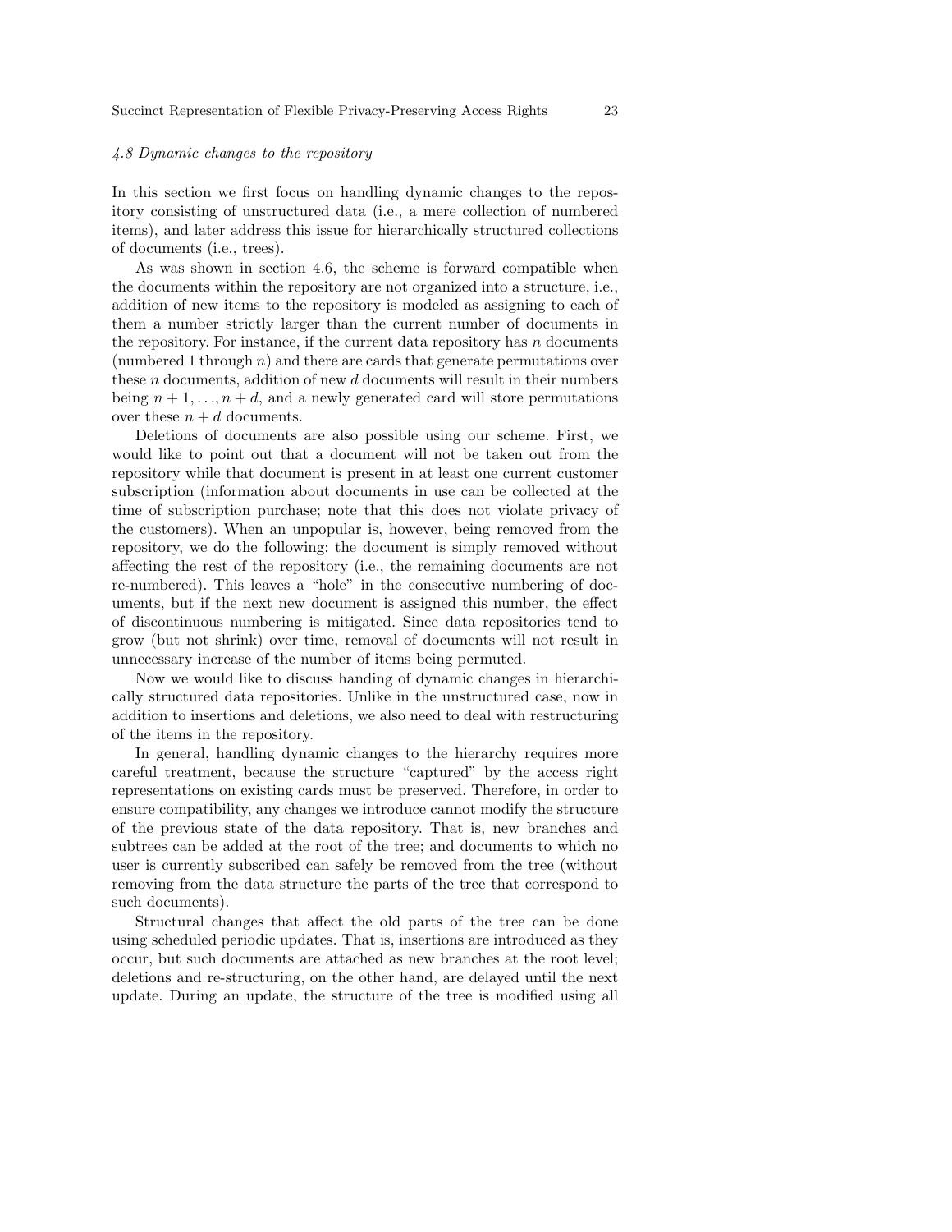### *4.8 Dynamic changes to the repository*

In this section we first focus on handling dynamic changes to the repository consisting of unstructured data (i.e., a mere collection of numbered items), and later address this issue for hierarchically structured collections of documents (i.e., trees).

As was shown in section 4.6, the scheme is forward compatible when the documents within the repository are not organized into a structure, i.e., addition of new items to the repository is modeled as assigning to each of them a number strictly larger than the current number of documents in the repository. For instance, if the current data repository has $n$ documents (numbered 1 through $n$) and there are cards that generate permutations over these $n$ documents, addition of new $d$ documents will result in their numbers being $n+1, \ldots, n+d$, and a newly generated card will store permutations over these $n+d$ documents.

Deletions of documents are also possible using our scheme. First, we would like to point out that a document will not be taken out from the repository while that document is present in at least one current customer subscription (information about documents in use can be collected at the time of subscription purchase; note that this does not violate privacy of the customers). When an unpopular is, however, being removed from the repository, we do the following: the document is simply removed without affecting the rest of the repository (i.e., the remaining documents are not re-numbered). This leaves a "hole" in the consecutive numbering of documents, but if the next new document is assigned this number, the effect of discontinuous numbering is mitigated. Since data repositories tend to grow (but not shrink) over time, removal of documents will not result in unnecessary increase of the number of items being permuted.

Now we would like to discuss handing of dynamic changes in hierarchically structured data repositories. Unlike in the unstructured case, now in addition to insertions and deletions, we also need to deal with restructuring of the items in the repository.

In general, handling dynamic changes to the hierarchy requires more careful treatment, because the structure "captured" by the access right representations on existing cards must be preserved. Therefore, in order to ensure compatibility, any changes we introduce cannot modify the structure of the previous state of the data repository. That is, new branches and subtrees can be added at the root of the tree; and documents to which no user is currently subscribed can safely be removed from the tree (without removing from the data structure the parts of the tree that correspond to such documents).

Structural changes that affect the old parts of the tree can be done using scheduled periodic updates. That is, insertions are introduced as they occur, but such documents are attached as new branches at the root level; deletions and re-structuring, on the other hand, are delayed until the next update. During an update, the structure of the tree is modified using all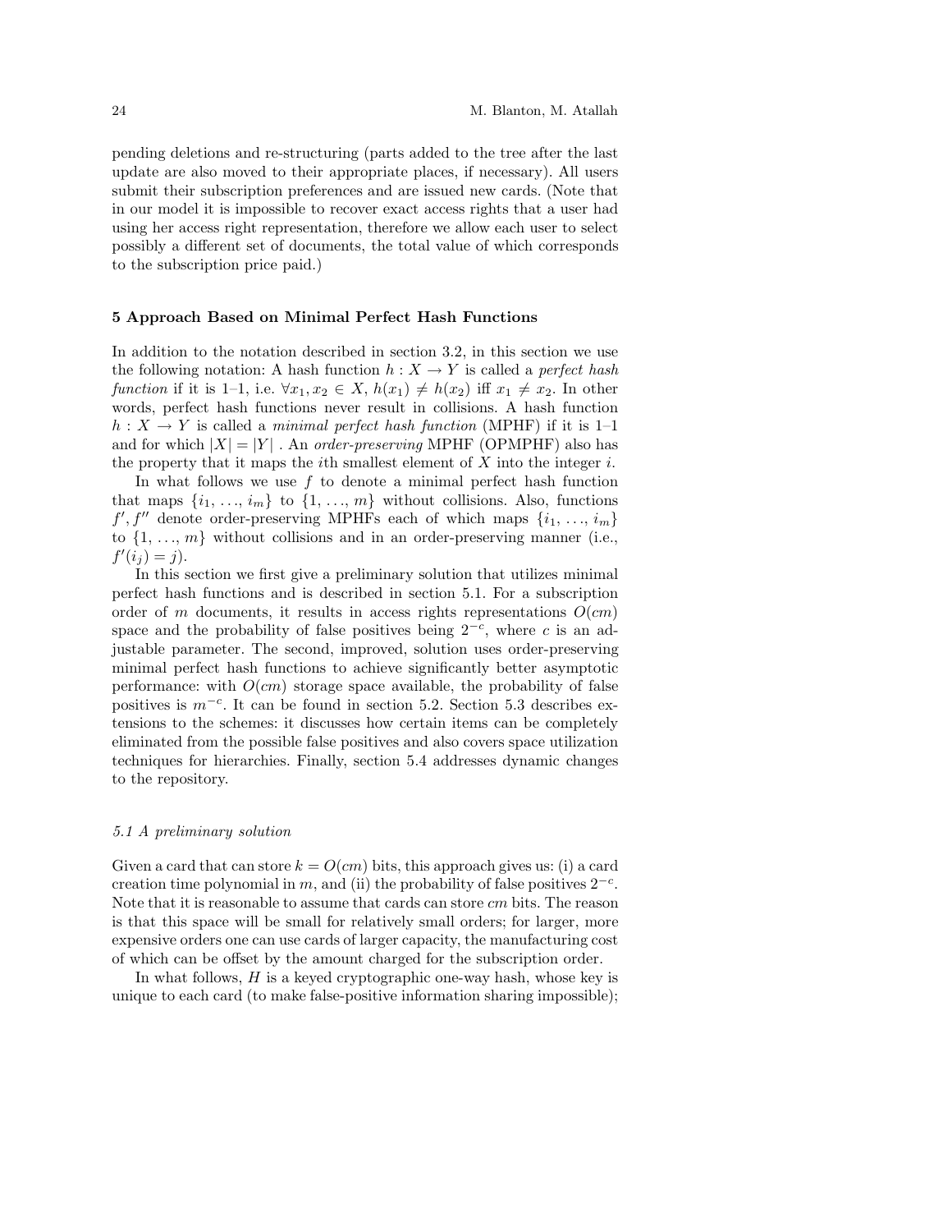pending deletions and re-structuring (parts added to the tree after the last update are also moved to their appropriate places, if necessary). All users submit their subscription preferences and are issued new cards. (Note that in our model it is impossible to recover exact access rights that a user had using her access right representation, therefore we allow each user to select possibly a different set of documents, the total value of which corresponds to the subscription price paid.)

## 5 Approach Based on Minimal Perfect Hash Functions

In addition to the notation described in section 3.2, in this section we use the following notation: A hash function $h : X \to Y$ is called a *perfect hash function* if it is 1–1, i.e. $\forall x_1, x_2 \in X$, $h(x_1) \neq h(x_2)$ iff $x_1 \neq x_2$. In other words, perfect hash functions never result in collisions. A hash function $h : X \to Y$ is called a *minimal perfect hash function* (MPHF) if it is 1–1 and for which $|X| = |Y|$ . An *order-preserving* MPHF (OPMPHF) also has the property that it maps the $i$th smallest element of $X$ into the integer $i$.

In what follows we use $f$ to denote a minimal perfect hash function that maps $\{i_1, \ldots, i_m\}$ to $\{1, \ldots, m\}$ without collisions. Also, functions $f', f''$ denote order-preserving MPHFs each of which maps $\{i_1, \ldots, i_m\}$ to $\{1, \ldots, m\}$ without collisions and in an order-preserving manner (i.e., $f'(i_j) = j$).

In this section we first give a preliminary solution that utilizes minimal perfect hash functions and is described in section 5.1. For a subscription order of $m$ documents, it results in access rights representations $O(cm)$ space and the probability of false positives being $2^{-c}$, where $c$ is an adjustable parameter. The second, improved, solution uses order-preserving minimal perfect hash functions to achieve significantly better asymptotic performance: with $O(cm)$ storage space available, the probability of false positives is $m^{-c}$. It can be found in section 5.2. Section 5.3 describes extensions to the schemes: it discusses how certain items can be completely eliminated from the possible false positives and also covers space utilization techniques for hierarchies. Finally, section 5.4 addresses dynamic changes to the repository.

### *5.1 A preliminary solution*

Given a card that can store $k = O(cm)$ bits, this approach gives us: (i) a card creation time polynomial in $m$, and (ii) the probability of false positives $2^{-c}$. Note that it is reasonable to assume that cards can store $cm$ bits. The reason is that this space will be small for relatively small orders; for larger, more expensive orders one can use cards of larger capacity, the manufacturing cost of which can be offset by the amount charged for the subscription order.

In what follows, $H$ is a keyed cryptographic one-way hash, whose key is unique to each card (to make false-positive information sharing impossible);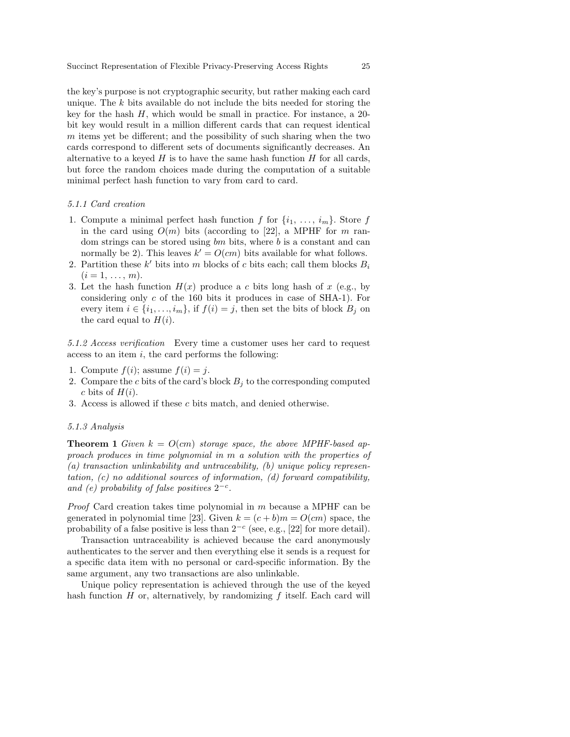the key's purpose is not cryptographic security, but rather making each card unique. The $k$ bits available do not include the bits needed for storing the key for the hash $H$, which would be small in practice. For instance, a 20-bit key would result in a million different cards that can request identical $m$ items yet be different; and the possibility of such sharing when the two cards correspond to different sets of documents significantly decreases. An alternative to a keyed $H$ is to have the same hash function $H$ for all cards, but force the random choices made during the computation of a suitable minimal perfect hash function to vary from card to card.

*5.1.1 Card creation*

1. Compute a minimal perfect hash function $f$ for $\{i_1, \ldots, i_m\}$. Store $f$ in the card using $O(m)$ bits (according to [22], a MPHF for $m$ random strings can be stored using $bm$ bits, where $b$ is a constant and can normally be 2). This leaves $k' = O(cm)$ bits available for what follows.
2. Partition these $k'$ bits into $m$ blocks of $c$ bits each; call them blocks $B_i$ ($i = 1, \ldots, m$).
3. Let the hash function $H(x)$ produce a $c$ bits long hash of $x$ (e.g., by considering only $c$ of the 160 bits it produces in case of SHA-1). For every item $i \in \{i_1, \ldots, i_m\}$, if $f(i) = j$, then set the bits of block $B_j$ on the card equal to $H(i)$.

*5.1.2 Access verification* Every time a customer uses her card to request access to an item $i$, the card performs the following:

1. Compute $f(i)$; assume $f(i) = j$.
2. Compare the $c$ bits of the card's block $B_j$ to the corresponding computed $c$ bits of $H(i)$.
3. Access is allowed if these $c$ bits match, and denied otherwise.

*5.1.3 Analysis*

**Theorem 1** *Given $k = O(cm)$ storage space, the above MPHF-based approach produces in time polynomial in $m$ a solution with the properties of (a) transaction unlinkability and untraceability, (b) unique policy representation, (c) no additional sources of information, (d) forward compatibility, and (e) probability of false positives $2^{-c}$.*

*Proof* Card creation takes time polynomial in $m$ because a MPHF can be generated in polynomial time [23]. Given $k = (c + b)m = O(cm)$ space, the probability of a false positive is less than $2^{-c}$ (see, e.g., [22] for more detail).

Transaction untraceability is achieved because the card anonymously authenticates to the server and then everything else it sends is a request for a specific data item with no personal or card-specific information. By the same argument, any two transactions are also unlinkable.

Unique policy representation is achieved through the use of the keyed hash function $H$ or, alternatively, by randomizing $f$ itself. Each card will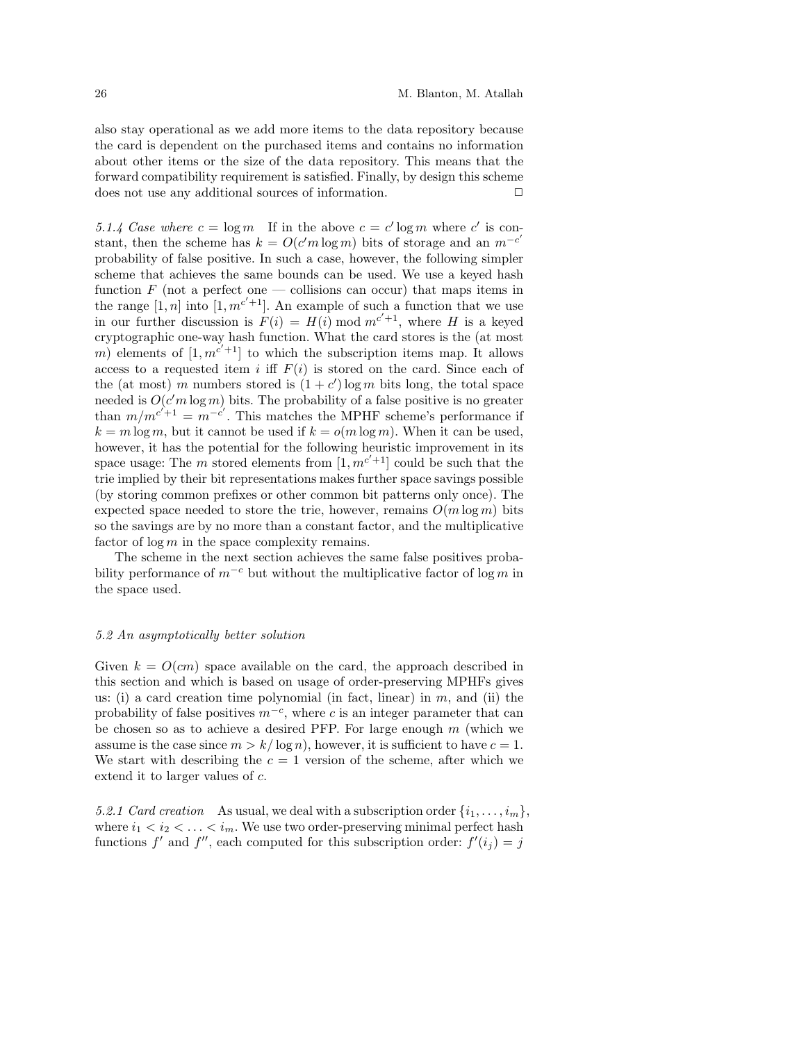also stay operational as we add more items to the data repository because the card is dependent on the purchased items and contains no information about other items or the size of the data repository. This means that the forward compatibility requirement is satisfied. Finally, by design this scheme does not use any additional sources of information. □

*5.1.4 Case where $c = \log m$* If in the above $c = c' \log m$ where $c'$ is constant, then the scheme has $k = O(c' m \log m)$ bits of storage and an $m^{-c'}$ probability of false positive. In such a case, however, the following simpler scheme that achieves the same bounds can be used. We use a keyed hash function $F$ (not a perfect one — collisions can occur) that maps items in the range $[1, n]$ into $[1, m^{c'+1}]$. An example of such a function that we use in our further discussion is $F(i) = H(i) \bmod m^{c'+1}$, where $H$ is a keyed cryptographic one-way hash function. What the card stores is the (at most $m$) elements of $[1, m^{c'+1}]$ to which the subscription items map. It allows access to a requested item $i$ iff $F(i)$ is stored on the card. Since each of the (at most) $m$ numbers stored is $(1 + c') \log m$ bits long, the total space needed is $O(c' m \log m)$ bits. The probability of a false positive is no greater than $m/m^{c'+1} = m^{-c'}$. This matches the MPHF scheme's performance if $k = m \log m$, but it cannot be used if $k = o(m \log m)$. When it can be used, however, it has the potential for the following heuristic improvement in its space usage: The $m$ stored elements from $[1, m^{c'+1}]$ could be such that the trie implied by their bit representations makes further space savings possible (by storing common prefixes or other common bit patterns only once). The expected space needed to store the trie, however, remains $O(m \log m)$ bits so the savings are by no more than a constant factor, and the multiplicative factor of $\log m$ in the space complexity remains.

The scheme in the next section achieves the same false positives probability performance of $m^{-c}$ but without the multiplicative factor of $\log m$ in the space used.

### 5.2 An asymptotically better solution

Given $k = O(cm)$ space available on the card, the approach described in this section and which is based on usage of order-preserving MPHFs gives us: (i) a card creation time polynomial (in fact, linear) in $m$, and (ii) the probability of false positives $m^{-c}$, where $c$ is an integer parameter that can be chosen so as to achieve a desired PFP. For large enough $m$ (which we assume is the case since $m > k/\log n$), however, it is sufficient to have $c = 1$. We start with describing the $c = 1$ version of the scheme, after which we extend it to larger values of $c$.

*5.2.1 Card creation* As usual, we deal with a subscription order $\{i_1, \ldots, i_m\}$, where $i_1 < i_2 < \ldots < i_m$. We use two order-preserving minimal perfect hash functions $f'$ and $f''$, each computed for this subscription order: $f'(i_j) = j$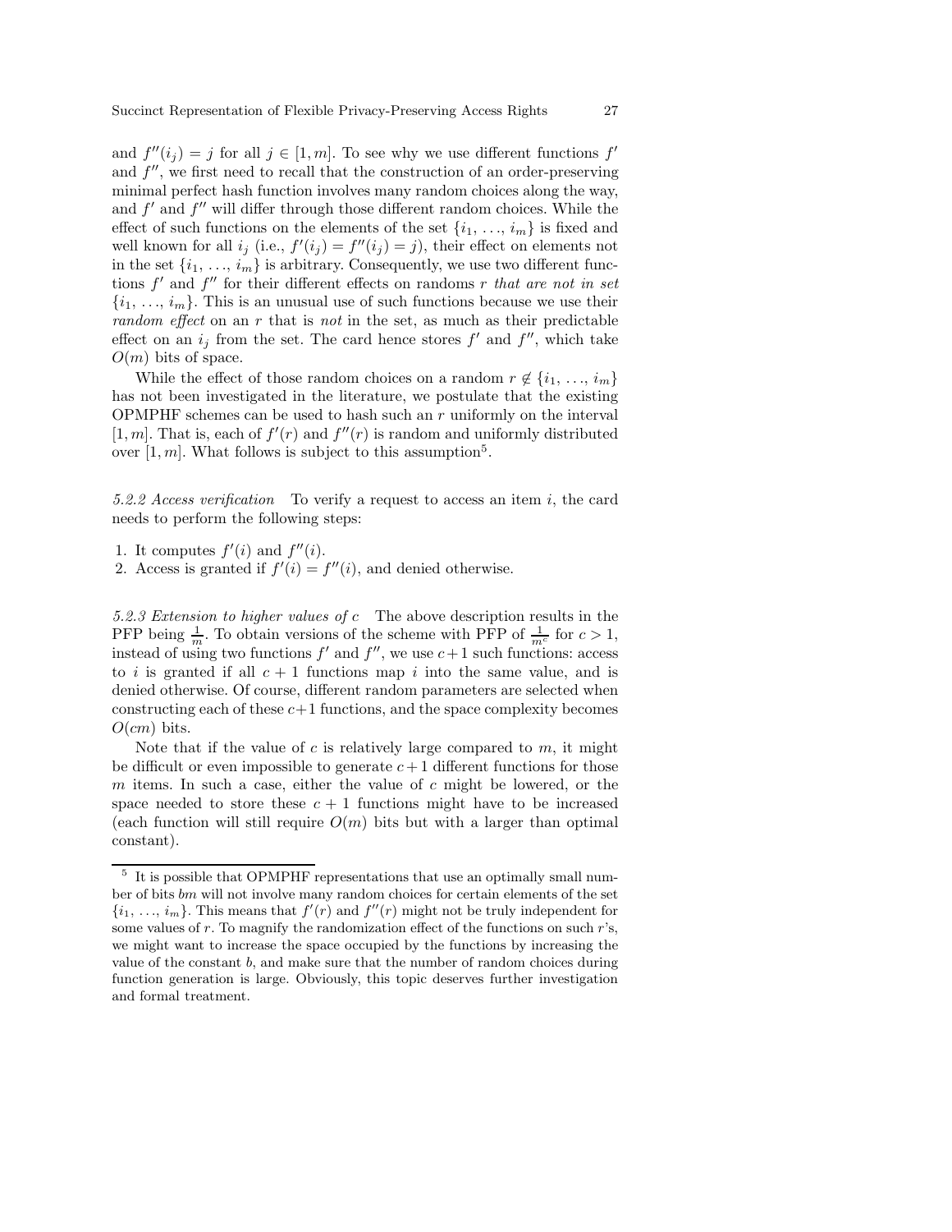and $f''(i_j) = j$ for all $j \in [1, m]$. To see why we use different functions $f'$ and $f''$, we first need to recall that the construction of an order-preserving minimal perfect hash function involves many random choices along the way, and $f'$ and $f''$ will differ through those different random choices. While the effect of such functions on the elements of the set $\{i_1, \ldots, i_m\}$ is fixed and well known for all $i_j$ (i.e., $f'(i_j) = f''(i_j) = j$), their effect on elements not in the set $\{i_1, \ldots, i_m\}$ is arbitrary. Consequently, we use two different functions $f'$ and $f''$ for their different effects on randoms $r$ *that are not in set* $\{i_1, \ldots, i_m\}$. This is an unusual use of such functions because we use their *random effect* on an $r$ that is *not* in the set, as much as their predictable effect on an $i_j$ from the set. The card hence stores $f'$ and $f''$, which take $O(m)$ bits of space.

While the effect of those random choices on a random $r \notin \{i_1, \ldots, i_m\}$ has not been investigated in the literature, we postulate that the existing OPMPHF schemes can be used to hash such an $r$ uniformly on the interval $[1, m]$. That is, each of $f'(r)$ and $f''(r)$ is random and uniformly distributed over $[1, m]$. What follows is subject to this assumption[5].

*5.2.2 Access verification* To verify a request to access an item $i$, the card needs to perform the following steps:

1. It computes $f'(i)$ and $f''(i)$.
2. Access is granted if $f'(i) = f''(i)$, and denied otherwise.

*5.2.3 Extension to higher values of c* The above description results in the PFP being $\frac{1}{m}$. To obtain versions of the scheme with PFP of $\frac{1}{m^c}$ for $c > 1$, instead of using two functions $f'$ and $f''$, we use $c+1$ such functions: access to $i$ is granted if all $c + 1$ functions map $i$ into the same value, and is denied otherwise. Of course, different random parameters are selected when constructing each of these $c+1$ functions, and the space complexity becomes $O(cm)$ bits.

Note that if the value of $c$ is relatively large compared to $m$, it might be difficult or even impossible to generate $c + 1$ different functions for those $m$ items. In such a case, either the value of $c$ might be lowered, or the space needed to store these $c + 1$ functions might have to be increased (each function will still require $O(m)$ bits but with a larger than optimal constant).

---

[5] It is possible that OPMPHF representations that use an optimally small number of bits $bm$ will not involve many random choices for certain elements of the set $\{i_1, \ldots, i_m\}$. This means that $f'(r)$ and $f''(r)$ might not be truly independent for some values of $r$. To magnify the randomization effect of the functions on such $r$'s, we might want to increase the space occupied by the functions by increasing the value of the constant $b$, and make sure that the number of random choices during function generation is large. Obviously, this topic deserves further investigation and formal treatment.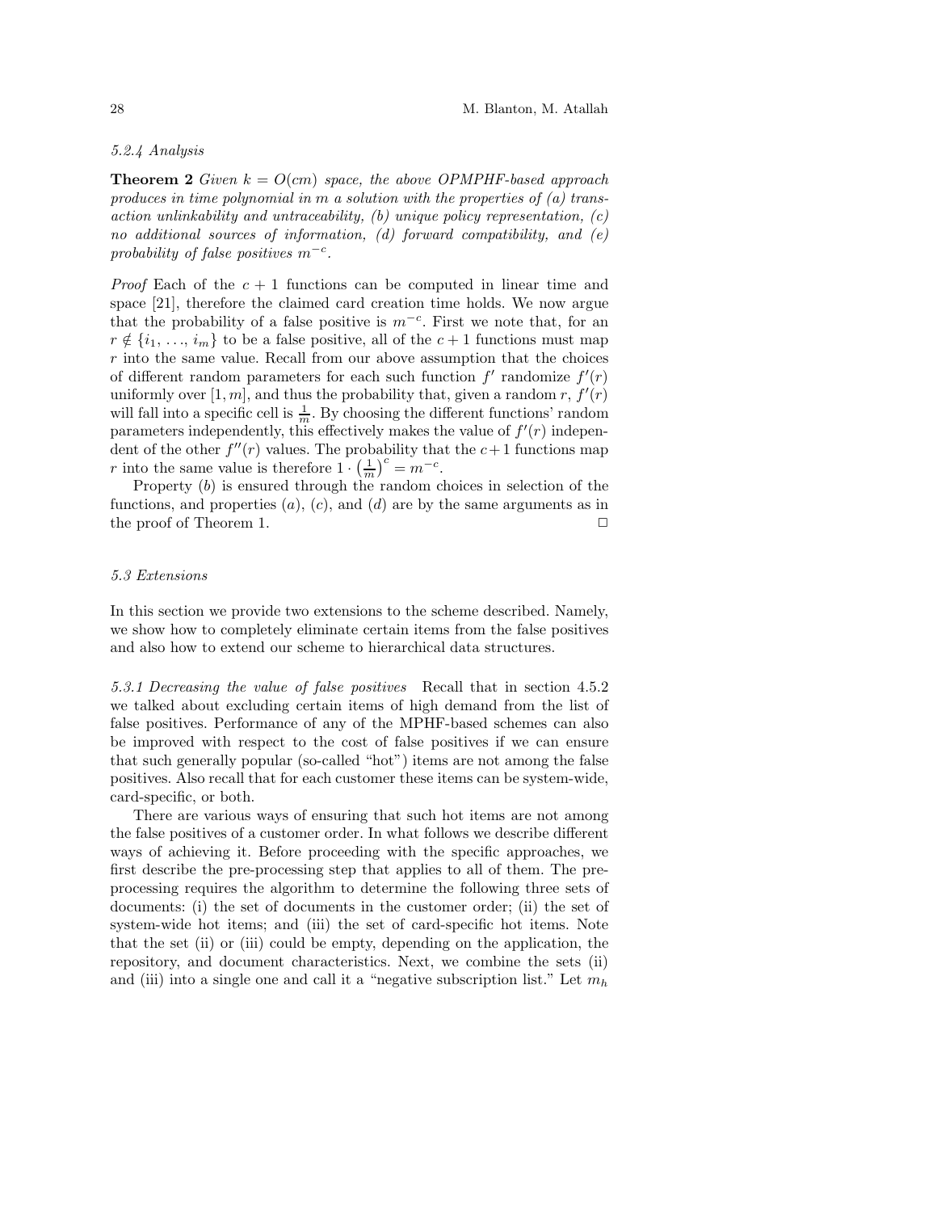#### 5.2.4 Analysis

**Theorem 2** *Given $k = O(cm)$ space, the above OPMPHF-based approach produces in time polynomial in $m$ a solution with the properties of (a) transaction unlinkability and untraceability, (b) unique policy representation, (c) no additional sources of information, (d) forward compatibility, and (e) probability of false positives $m^{-c}$.*

*Proof* Each of the $c + 1$ functions can be computed in linear time and space [21], therefore the claimed card creation time holds. We now argue that the probability of a false positive is $m^{-c}$. First we note that, for an $r \notin \{i_1, \ldots, i_m\}$ to be a false positive, all of the $c+1$ functions must map $r$ into the same value. Recall from our above assumption that the choices of different random parameters for each such function $f'$ randomize $f'(r)$ uniformly over $[1, m]$, and thus the probability that, given a random $r$, $f'(r)$ will fall into a specific cell is $\frac{1}{m}$. By choosing the different functions' random parameters independently, this effectively makes the value of $f'(r)$ independent of the other $f''(r)$ values. The probability that the $c+1$ functions map $r$ into the same value is therefore $1 \cdot \left(\frac{1}{m}\right)^c = m^{-c}$.

Property $(b)$ is ensured through the random choices in selection of the functions, and properties $(a)$, $(c)$, and $(d)$ are by the same arguments as in the proof of Theorem 1. □

### 5.3 Extensions

In this section we provide two extensions to the scheme described. Namely, we show how to completely eliminate certain items from the false positives and also how to extend our scheme to hierarchical data structures.

*5.3.1 Decreasing the value of false positives* Recall that in section 4.5.2 we talked about excluding certain items of high demand from the list of false positives. Performance of any of the MPHF-based schemes can also be improved with respect to the cost of false positives if we can ensure that such generally popular (so-called "hot") items are not among the false positives. Also recall that for each customer these items can be system-wide, card-specific, or both.

There are various ways of ensuring that such hot items are not among the false positives of a customer order. In what follows we describe different ways of achieving it. Before proceeding with the specific approaches, we first describe the pre-processing step that applies to all of them. The pre-processing requires the algorithm to determine the following three sets of documents: (i) the set of documents in the customer order; (ii) the set of system-wide hot items; and (iii) the set of card-specific hot items. Note that the set (ii) or (iii) could be empty, depending on the application, the repository, and document characteristics. Next, we combine the sets (ii) and (iii) into a single one and call it a "negative subscription list." Let $m_h$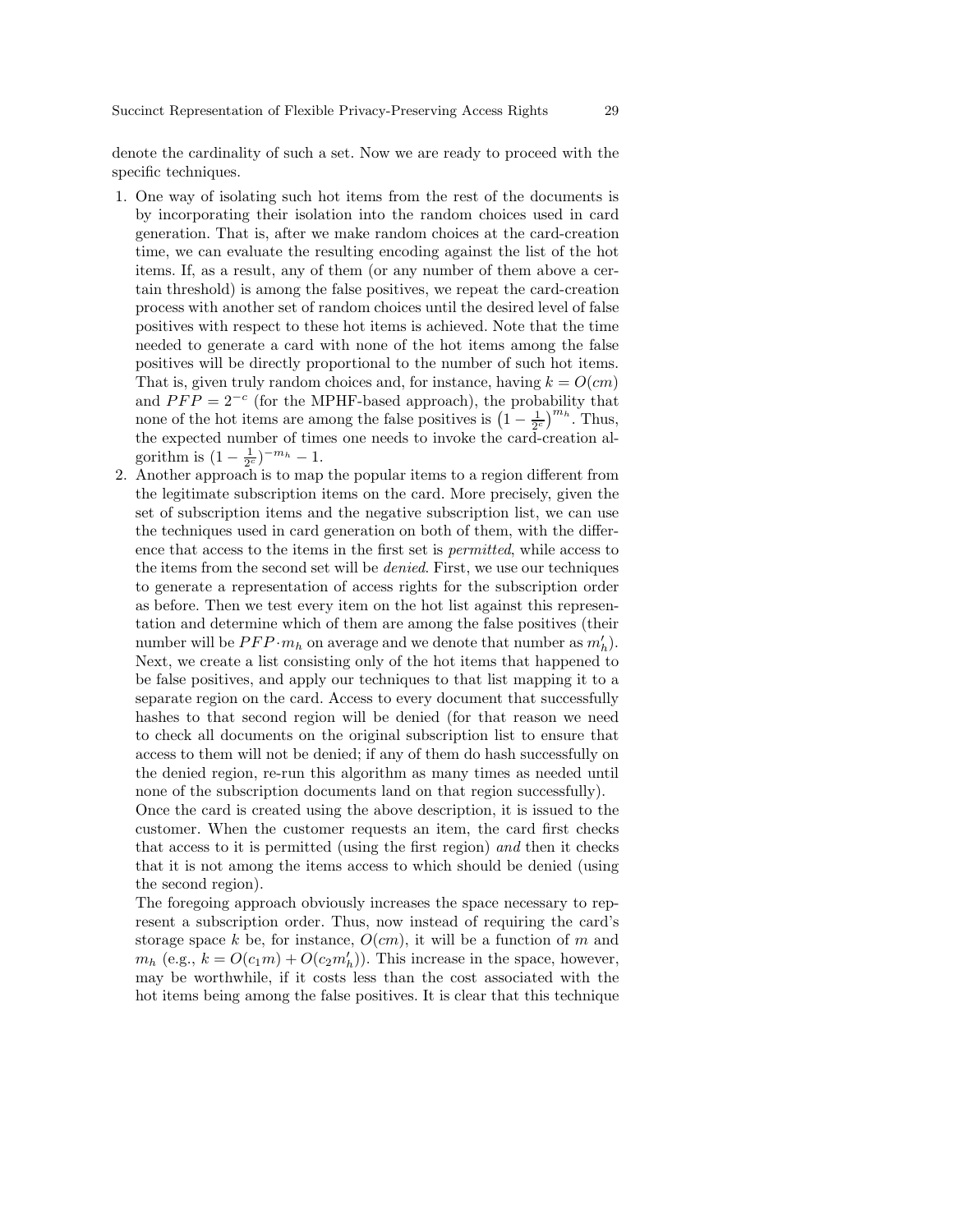denote the cardinality of such a set. Now we are ready to proceed with the specific techniques.

1. One way of isolating such hot items from the rest of the documents is by incorporating their isolation into the random choices used in card generation. That is, after we make random choices at the card-creation time, we can evaluate the resulting encoding against the list of the hot items. If, as a result, any of them (or any number of them above a certain threshold) is among the false positives, we repeat the card-creation process with another set of random choices until the desired level of false positives with respect to these hot items is achieved. Note that the time needed to generate a card with none of the hot items among the false positives will be directly proportional to the number of such hot items. That is, given truly random choices and, for instance, having $k = O(cm)$ and $PFP = 2^{-c}$ (for the MPHF-based approach), the probability that none of the hot items are among the false positives is $\left(1 - \frac{1}{2^c}\right)^{m_h}$. Thus, the expected number of times one needs to invoke the card-creation algorithm is $(1 - \frac{1}{2^c})^{-m_h} - 1$.
2. Another approach is to map the popular items to a region different from the legitimate subscription items on the card. More precisely, given the set of subscription items and the negative subscription list, we can use the techniques used in card generation on both of them, with the difference that access to the items in the first set is *permitted*, while access to the items from the second set will be *denied*. First, we use our techniques to generate a representation of access rights for the subscription order as before. Then we test every item on the hot list against this representation and determine which of them are among the false positives (their number will be $PFP \cdot m_h$ on average and we denote that number as $m'_h$). Next, we create a list consisting only of the hot items that happened to be false positives, and apply our techniques to that list mapping it to a separate region on the card. Access to every document that successfully hashes to that second region will be denied (for that reason we need to check all documents on the original subscription list to ensure that access to them will not be denied; if any of them do hash successfully on the denied region, re-run this algorithm as many times as needed until none of the subscription documents land on that region successfully).

   Once the card is created using the above description, it is issued to the customer. When the customer requests an item, the card first checks that access to it is permitted (using the first region) *and* then it checks that it is not among the items access to which should be denied (using the second region).

   The foregoing approach obviously increases the space necessary to represent a subscription order. Thus, now instead of requiring the card's storage space $k$ be, for instance, $O(cm)$, it will be a function of $m$ and $m_h$ (e.g., $k = O(c_1 m) + O(c_2 m'_h)$). This increase in the space, however, may be worthwhile, if it costs less than the cost associated with the hot items being among the false positives. It is clear that this technique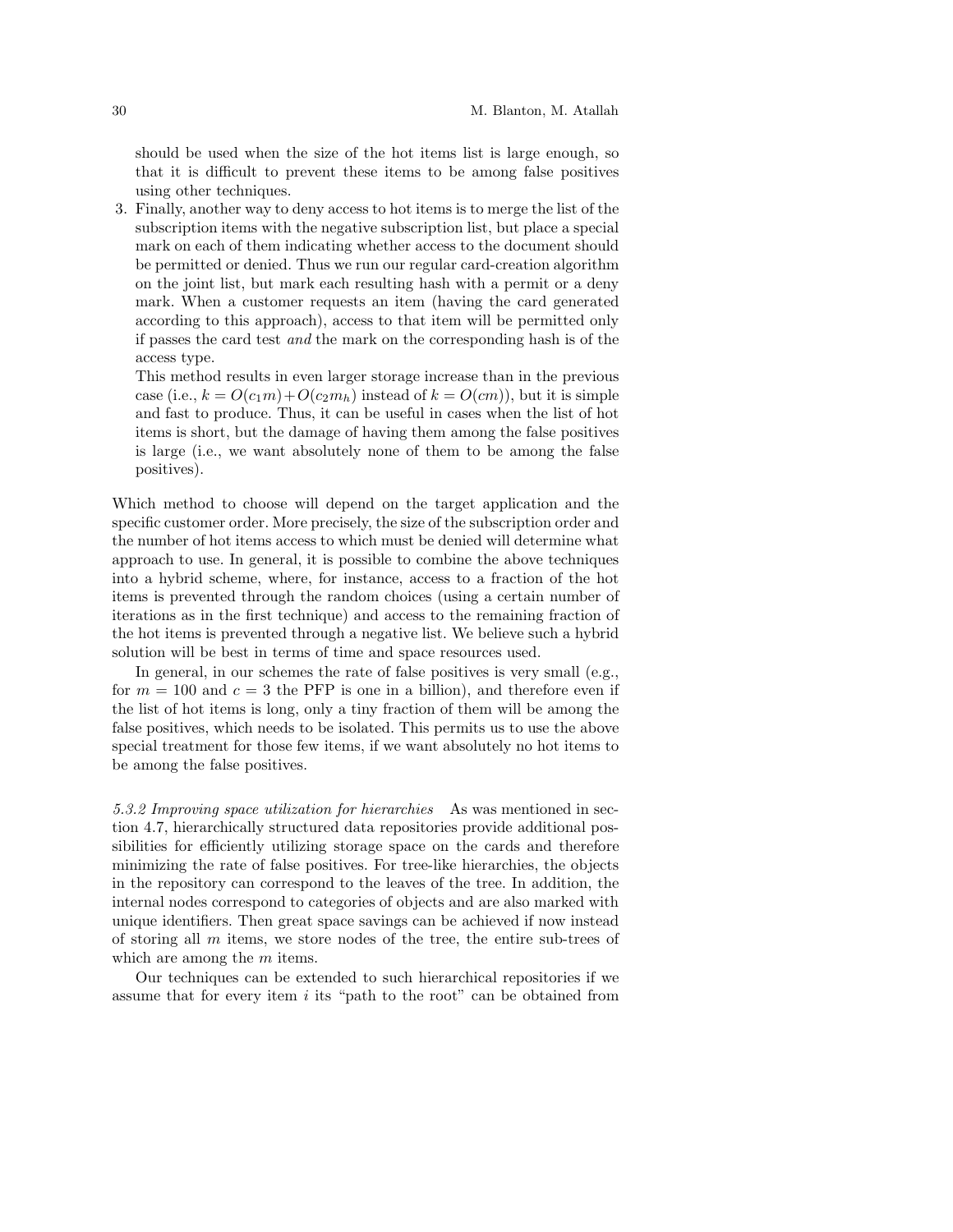should be used when the size of the hot items list is large enough, so that it is difficult to prevent these items to be among false positives using other techniques.

3. Finally, another way to deny access to hot items is to merge the list of the subscription items with the negative subscription list, but place a special mark on each of them indicating whether access to the document should be permitted or denied. Thus we run our regular card-creation algorithm on the joint list, but mark each resulting hash with a permit or a deny mark. When a customer requests an item (having the card generated according to this approach), access to that item will be permitted only if passes the card test *and* the mark on the corresponding hash is of the access type.

   This method results in even larger storage increase than in the previous case (i.e., $k = O(c_1 m) + O(c_2 m_h)$ instead of $k = O(cm)$), but it is simple and fast to produce. Thus, it can be useful in cases when the list of hot items is short, but the damage of having them among the false positives is large (i.e., we want absolutely none of them to be among the false positives).

Which method to choose will depend on the target application and the specific customer order. More precisely, the size of the subscription order and the number of hot items access to which must be denied will determine what approach to use. In general, it is possible to combine the above techniques into a hybrid scheme, where, for instance, access to a fraction of the hot items is prevented through the random choices (using a certain number of iterations as in the first technique) and access to the remaining fraction of the hot items is prevented through a negative list. We believe such a hybrid solution will be best in terms of time and space resources used.

In general, in our schemes the rate of false positives is very small (e.g., for $m = 100$ and $c = 3$ the PFP is one in a billion), and therefore even if the list of hot items is long, only a tiny fraction of them will be among the false positives, which needs to be isolated. This permits us to use the above special treatment for those few items, if we want absolutely no hot items to be among the false positives.

*5.3.2 Improving space utilization for hierarchies* As was mentioned in section 4.7, hierarchically structured data repositories provide additional possibilities for efficiently utilizing storage space on the cards and therefore minimizing the rate of false positives. For tree-like hierarchies, the objects in the repository can correspond to the leaves of the tree. In addition, the internal nodes correspond to categories of objects and are also marked with unique identifiers. Then great space savings can be achieved if now instead of storing all $m$ items, we store nodes of the tree, the entire sub-trees of which are among the $m$ items.

Our techniques can be extended to such hierarchical repositories if we assume that for every item $i$ its "path to the root" can be obtained from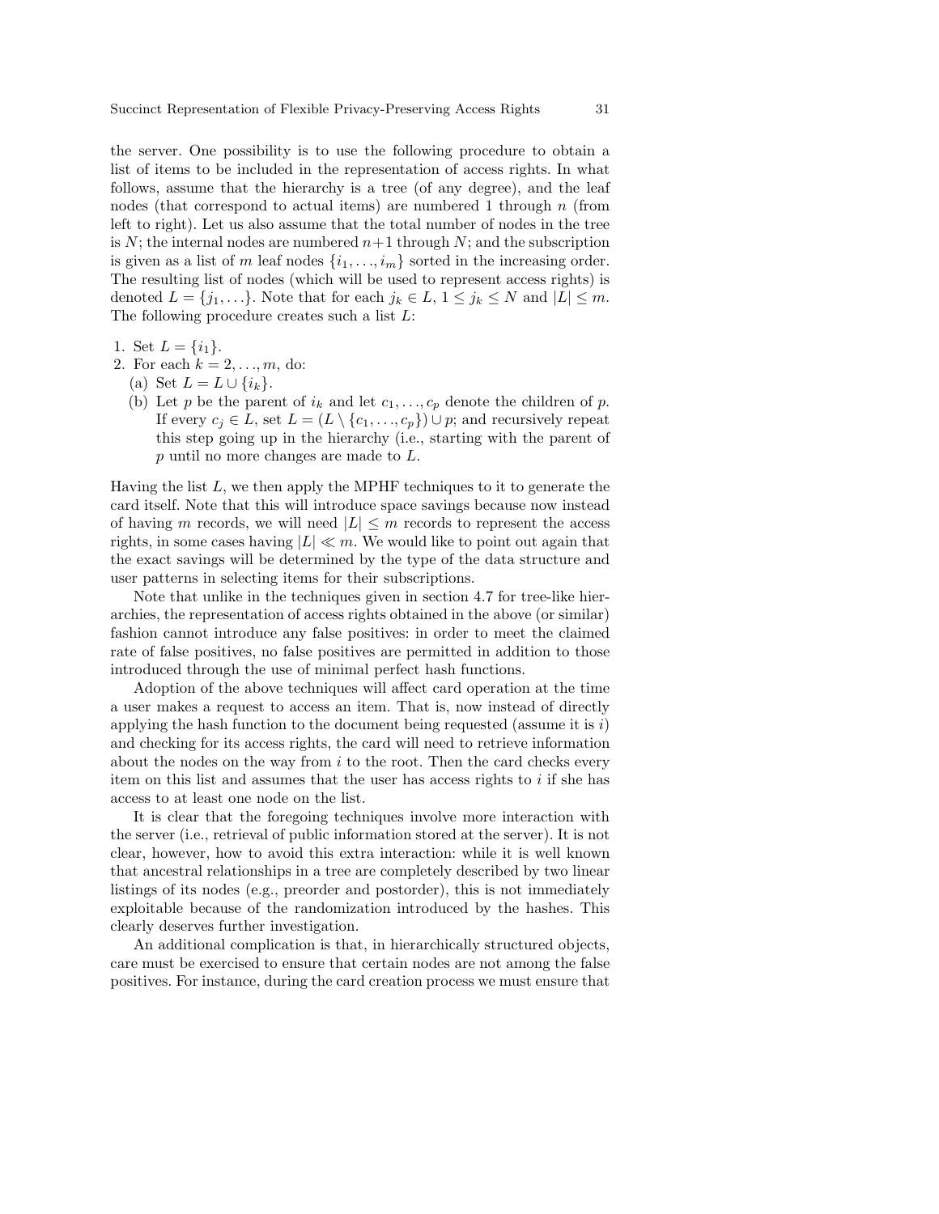the server. One possibility is to use the following procedure to obtain a list of items to be included in the representation of access rights. In what follows, assume that the hierarchy is a tree (of any degree), and the leaf nodes (that correspond to actual items) are numbered 1 through $n$ (from left to right). Let us also assume that the total number of nodes in the tree is $N$; the internal nodes are numbered $n+1$ through $N$; and the subscription is given as a list of $m$ leaf nodes $\{i_1, \ldots, i_m\}$ sorted in the increasing order. The resulting list of nodes (which will be used to represent access rights) is denoted $L = \{j_1, \ldots\}$. Note that for each $j_k \in L$, $1 \leq j_k \leq N$ and $|L| \leq m$. The following procedure creates such a list $L$:

1. Set $L = \{i_1\}$.
2. For each $k = 2, \ldots, m$, do:
   (a) Set $L = L \cup \{i_k\}$.
   (b) Let $p$ be the parent of $i_k$ and let $c_1, \ldots, c_p$ denote the children of $p$. If every $c_j \in L$, set $L = (L \setminus \{c_1, \ldots, c_p\}) \cup p$; and recursively repeat this step going up in the hierarchy (i.e., starting with the parent of $p$ until no more changes are made to $L$.

Having the list $L$, we then apply the MPHF techniques to it to generate the card itself. Note that this will introduce space savings because now instead of having $m$ records, we will need $|L| \leq m$ records to represent the access rights, in some cases having $|L| \ll m$. We would like to point out again that the exact savings will be determined by the type of the data structure and user patterns in selecting items for their subscriptions.

Note that unlike in the techniques given in section 4.7 for tree-like hierarchies, the representation of access rights obtained in the above (or similar) fashion cannot introduce any false positives: in order to meet the claimed rate of false positives, no false positives are permitted in addition to those introduced through the use of minimal perfect hash functions.

Adoption of the above techniques will affect card operation at the time a user makes a request to access an item. That is, now instead of directly applying the hash function to the document being requested (assume it is $i$) and checking for its access rights, the card will need to retrieve information about the nodes on the way from $i$ to the root. Then the card checks every item on this list and assumes that the user has access rights to $i$ if she has access to at least one node on the list.

It is clear that the foregoing techniques involve more interaction with the server (i.e., retrieval of public information stored at the server). It is not clear, however, how to avoid this extra interaction: while it is well known that ancestral relationships in a tree are completely described by two linear listings of its nodes (e.g., preorder and postorder), this is not immediately exploitable because of the randomization introduced by the hashes. This clearly deserves further investigation.

An additional complication is that, in hierarchically structured objects, care must be exercised to ensure that certain nodes are not among the false positives. For instance, during the card creation process we must ensure that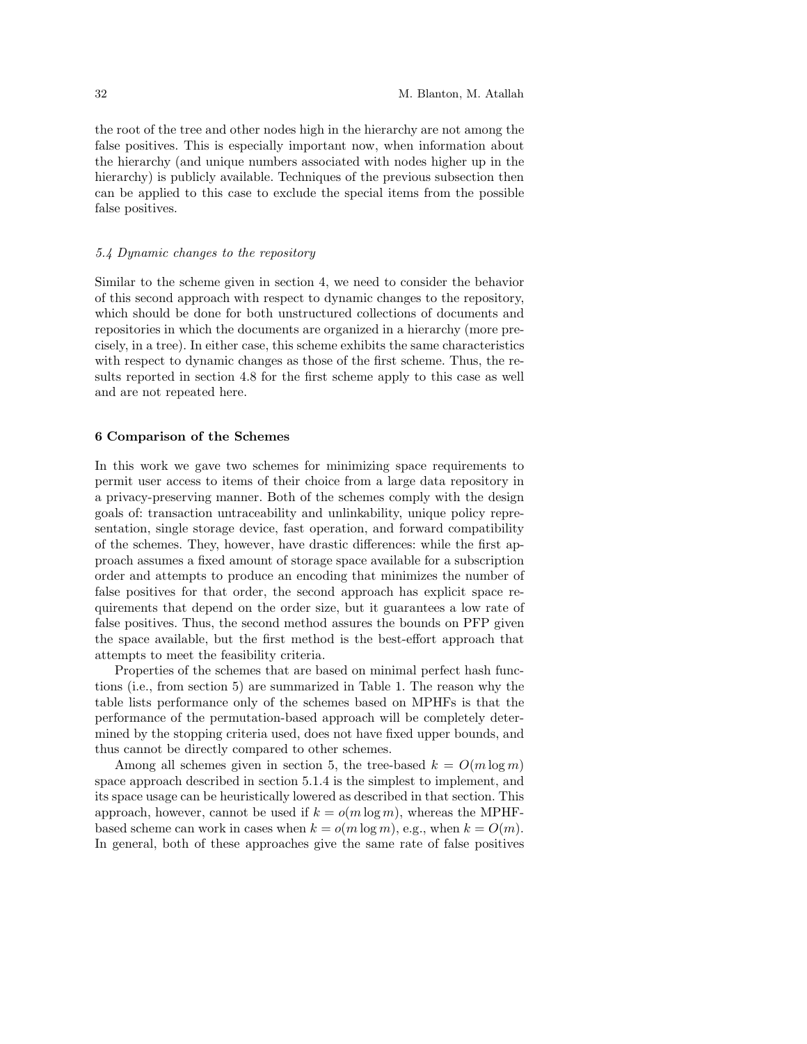the root of the tree and other nodes high in the hierarchy are not among the false positives. This is especially important now, when information about the hierarchy (and unique numbers associated with nodes higher up in the hierarchy) is publicly available. Techniques of the previous subsection then can be applied to this case to exclude the special items from the possible false positives.

### *5.4 Dynamic changes to the repository*

Similar to the scheme given in section 4, we need to consider the behavior of this second approach with respect to dynamic changes to the repository, which should be done for both unstructured collections of documents and repositories in which the documents are organized in a hierarchy (more precisely, in a tree). In either case, this scheme exhibits the same characteristics with respect to dynamic changes as those of the first scheme. Thus, the results reported in section 4.8 for the first scheme apply to this case as well and are not repeated here.

## 6 Comparison of the Schemes

In this work we gave two schemes for minimizing space requirements to permit user access to items of their choice from a large data repository in a privacy-preserving manner. Both of the schemes comply with the design goals of: transaction untraceability and unlinkability, unique policy representation, single storage device, fast operation, and forward compatibility of the schemes. They, however, have drastic differences: while the first approach assumes a fixed amount of storage space available for a subscription order and attempts to produce an encoding that minimizes the number of false positives for that order, the second approach has explicit space requirements that depend on the order size, but it guarantees a low rate of false positives. Thus, the second method assures the bounds on PFP given the space available, but the first method is the best-effort approach that attempts to meet the feasibility criteria.

Properties of the schemes that are based on minimal perfect hash functions (i.e., from section 5) are summarized in Table 1. The reason why the table lists performance only of the schemes based on MPHFs is that the performance of the permutation-based approach will be completely determined by the stopping criteria used, does not have fixed upper bounds, and thus cannot be directly compared to other schemes.

Among all schemes given in section 5, the tree-based $k = O(m \log m)$ space approach described in section 5.1.4 is the simplest to implement, and its space usage can be heuristically lowered as described in that section. This approach, however, cannot be used if $k = o(m \log m)$, whereas the MPHF-based scheme can work in cases when $k = o(m \log m)$, e.g., when $k = O(m)$. In general, both of these approaches give the same rate of false positives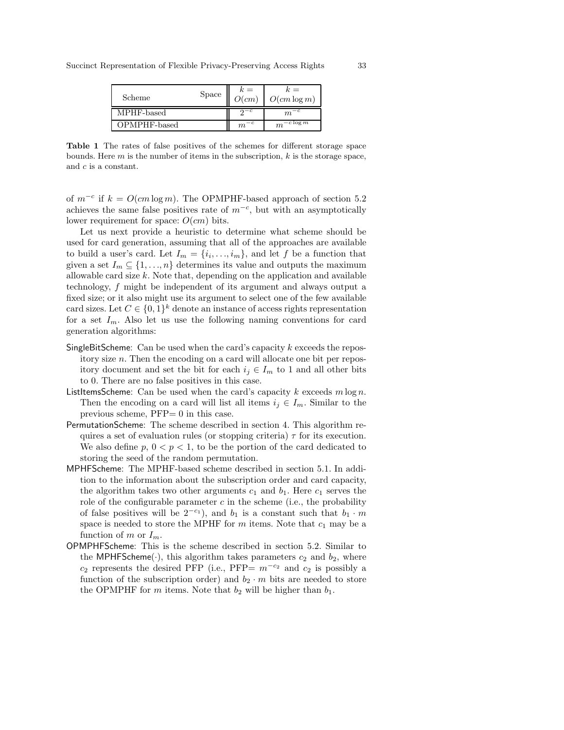| Scheme Space | $k = O(cm)$ | $k = O(cm \log m)$ |
|---|---|---|
| MPHF-based | $2^{-c}$ | $m^{-c}$ |
| OPMPHF-based | $m^{-c}$ | $m^{-c \log m}$ |

**Table 1** The rates of false positives of the schemes for different storage space bounds. Here $m$ is the number of items in the subscription, $k$ is the storage space, and $c$ is a constant.

of $m^{-c}$ if $k = O(cm \log m)$. The OPMPHF-based approach of section 5.2 achieves the same false positives rate of $m^{-c}$, but with an asymptotically lower requirement for space: $O(cm)$ bits.

Let us next provide a heuristic to determine what scheme should be used for card generation, assuming that all of the approaches are available to build a user's card. Let $I_m = \{i_i, \ldots, i_m\}$, and let $f$ be a function that given a set $I_m \subseteq \{1, \ldots, n\}$ determines its value and outputs the maximum allowable card size $k$. Note that, depending on the application and available technology, $f$ might be independent of its argument and always output a fixed size; or it also might use its argument to select one of the few available card sizes. Let $C \in \{0,1\}^k$ denote an instance of access rights representation for a set $I_m$. Also let us use the following naming conventions for card generation algorithms:

- SingleBitScheme: Can be used when the card's capacity $k$ exceeds the repository size $n$. Then the encoding on a card will allocate one bit per repository document and set the bit for each $i_j \in I_m$ to 1 and all other bits to 0. There are no false positives in this case.
- ListItemsScheme: Can be used when the card's capacity $k$ exceeds $m \log n$. Then the encoding on a card will list all items $i_j \in I_m$. Similar to the previous scheme, PFP= 0 in this case.
- PermutationScheme: The scheme described in section 4. This algorithm requires a set of evaluation rules (or stopping criteria) $\tau$ for its execution. We also define $p$, $0 < p < 1$, to be the portion of the card dedicated to storing the seed of the random permutation.
- MPHFScheme: The MPHF-based scheme described in section 5.1. In addition to the information about the subscription order and card capacity, the algorithm takes two other arguments $c_1$ and $b_1$. Here $c_1$ serves the role of the configurable parameter $c$ in the scheme (i.e., the probability of false positives will be $2^{-c_1}$), and $b_1$ is a constant such that $b_1 \cdot m$ space is needed to store the MPHF for $m$ items. Note that $c_1$ may be a function of $m$ or $I_m$.
- OPMPHFScheme: This is the scheme described in section 5.2. Similar to the MPHFScheme($\cdot$), this algorithm takes parameters $c_2$ and $b_2$, where $c_2$ represents the desired PFP (i.e., PFP= $m^{-c_2}$ and $c_2$ is possibly a function of the subscription order) and $b_2 \cdot m$ bits are needed to store the OPMPHF for $m$ items. Note that $b_2$ will be higher than $b_1$.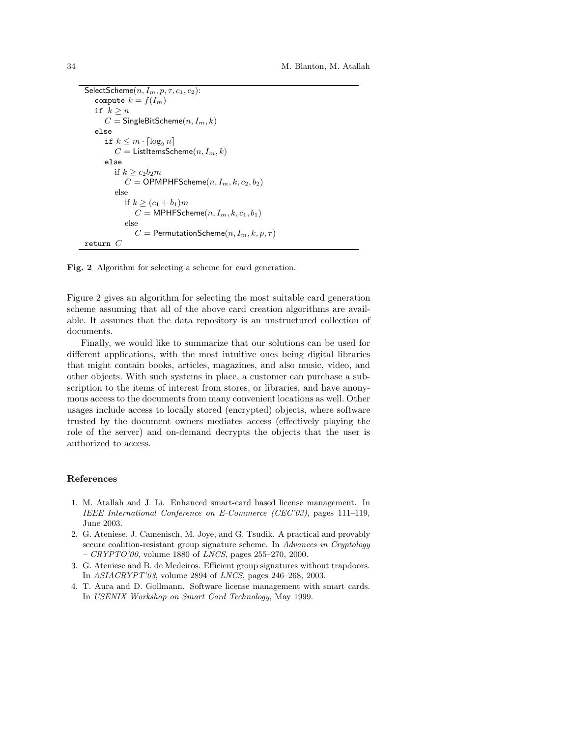```
SelectScheme(n, I_m, p, τ, c_1, c_2):
   compute k = f(I_m)
   if k ≥ n
      C = SingleBitScheme(n, I_m, k)
   else
      if k ≤ m · ⌈log_2 n⌉
         C = ListItemsScheme(n, I_m, k)
      else
         if k ≥ c_2 b_2 m
            C = OPMPHFScheme(n, I_m, k, c_2, b_2)
         else
            if k ≥ (c_1 + b_1)m
               C = MPHFScheme(n, I_m, k, c_1, b_1)
            else
               C = PermutationScheme(n, I_m, k, p, τ)
return C
```

**Fig. 2** Algorithm for selecting a scheme for card generation.

Figure 2 gives an algorithm for selecting the most suitable card generation scheme assuming that all of the above card creation algorithms are available. It assumes that the data repository is an unstructured collection of documents.

Finally, we would like to summarize that our solutions can be used for different applications, with the most intuitive ones being digital libraries that might contain books, articles, magazines, and also music, video, and other objects. With such systems in place, a customer can purchase a subscription to the items of interest from stores, or libraries, and have anonymous access to the documents from many convenient locations as well. Other usages include access to locally stored (encrypted) objects, where software trusted by the document owners mediates access (effectively playing the role of the server) and on-demand decrypts the objects that the user is authorized to access.

### References

1. M. Atallah and J. Li. Enhanced smart-card based license management. In *IEEE International Conference on E-Commerce (CEC'03)*, pages 111–119, June 2003.
2. G. Ateniese, J. Camenisch, M. Joye, and G. Tsudik. A practical and provably secure coalition-resistant group signature scheme. In *Advances in Cryptology – CRYPTO'00*, volume 1880 of *LNCS*, pages 255–270, 2000.
3. G. Ateniese and B. de Medeiros. Efficient group signatures without trapdoors. In *ASIACRYPT'03*, volume 2894 of *LNCS*, pages 246–268, 2003.
4. T. Aura and D. Gollmann. Software license management with smart cards. In *USENIX Workshop on Smart Card Technology*, May 1999.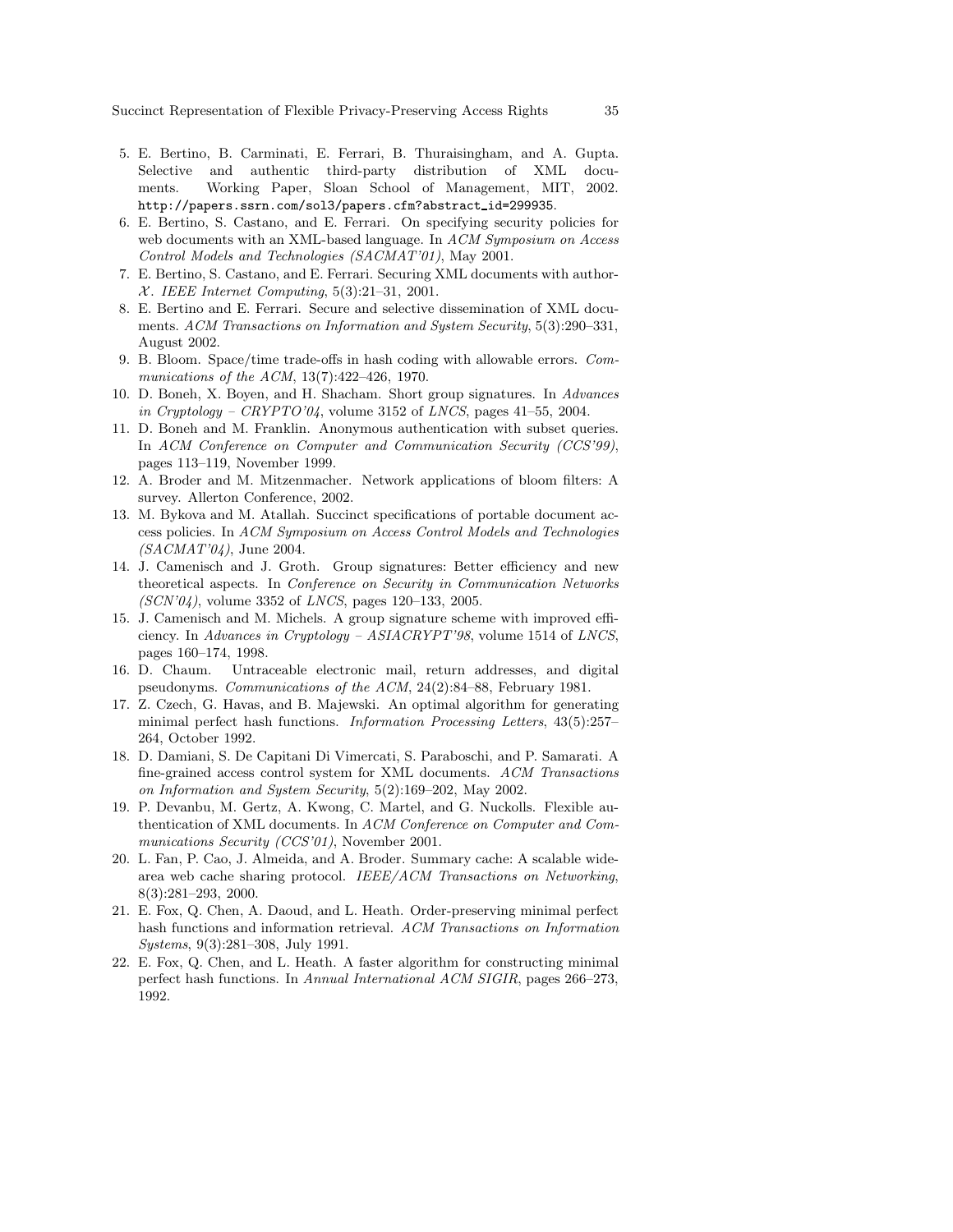5. E. Bertino, B. Carminati, E. Ferrari, B. Thuraisingham, and A. Gupta. Selective and authentic third-party distribution of XML documents. Working Paper, Sloan School of Management, MIT, 2002. `http://papers.ssrn.com/sol3/papers.cfm?abstract_id=299935`.
6. E. Bertino, S. Castano, and E. Ferrari. On specifying security policies for web documents with an XML-based language. In *ACM Symposium on Access Control Models and Technologies (SACMAT'01)*, May 2001.
7. E. Bertino, S. Castano, and E. Ferrari. Securing XML documents with author-$\mathcal{X}$. *IEEE Internet Computing*, 5(3):21–31, 2001.
8. E. Bertino and E. Ferrari. Secure and selective dissemination of XML documents. *ACM Transactions on Information and System Security*, 5(3):290–331, August 2002.
9. B. Bloom. Space/time trade-offs in hash coding with allowable errors. *Communications of the ACM*, 13(7):422–426, 1970.
10. D. Boneh, X. Boyen, and H. Shacham. Short group signatures. In *Advances in Cryptology – CRYPTO'04*, volume 3152 of *LNCS*, pages 41–55, 2004.
11. D. Boneh and M. Franklin. Anonymous authentication with subset queries. In *ACM Conference on Computer and Communication Security (CCS'99)*, pages 113–119, November 1999.
12. A. Broder and M. Mitzenmacher. Network applications of bloom filters: A survey. Allerton Conference, 2002.
13. M. Bykova and M. Atallah. Succinct specifications of portable document access policies. In *ACM Symposium on Access Control Models and Technologies (SACMAT'04)*, June 2004.
14. J. Camenisch and J. Groth. Group signatures: Better efficiency and new theoretical aspects. In *Conference on Security in Communication Networks (SCN'04)*, volume 3352 of *LNCS*, pages 120–133, 2005.
15. J. Camenisch and M. Michels. A group signature scheme with improved efficiency. In *Advances in Cryptology – ASIACRYPT'98*, volume 1514 of *LNCS*, pages 160–174, 1998.
16. D. Chaum. Untraceable electronic mail, return addresses, and digital pseudonyms. *Communications of the ACM*, 24(2):84–88, February 1981.
17. Z. Czech, G. Havas, and B. Majewski. An optimal algorithm for generating minimal perfect hash functions. *Information Processing Letters*, 43(5):257–264, October 1992.
18. D. Damiani, S. De Capitani Di Vimercati, S. Paraboschi, and P. Samarati. A fine-grained access control system for XML documents. *ACM Transactions on Information and System Security*, 5(2):169–202, May 2002.
19. P. Devanbu, M. Gertz, A. Kwong, C. Martel, and G. Nuckolls. Flexible authentication of XML documents. In *ACM Conference on Computer and Communications Security (CCS'01)*, November 2001.
20. L. Fan, P. Cao, J. Almeida, and A. Broder. Summary cache: A scalable wide-area web cache sharing protocol. *IEEE/ACM Transactions on Networking*, 8(3):281–293, 2000.
21. E. Fox, Q. Chen, A. Daoud, and L. Heath. Order-preserving minimal perfect hash functions and information retrieval. *ACM Transactions on Information Systems*, 9(3):281–308, July 1991.
22. E. Fox, Q. Chen, and L. Heath. A faster algorithm for constructing minimal perfect hash functions. In *Annual International ACM SIGIR*, pages 266–273, 1992.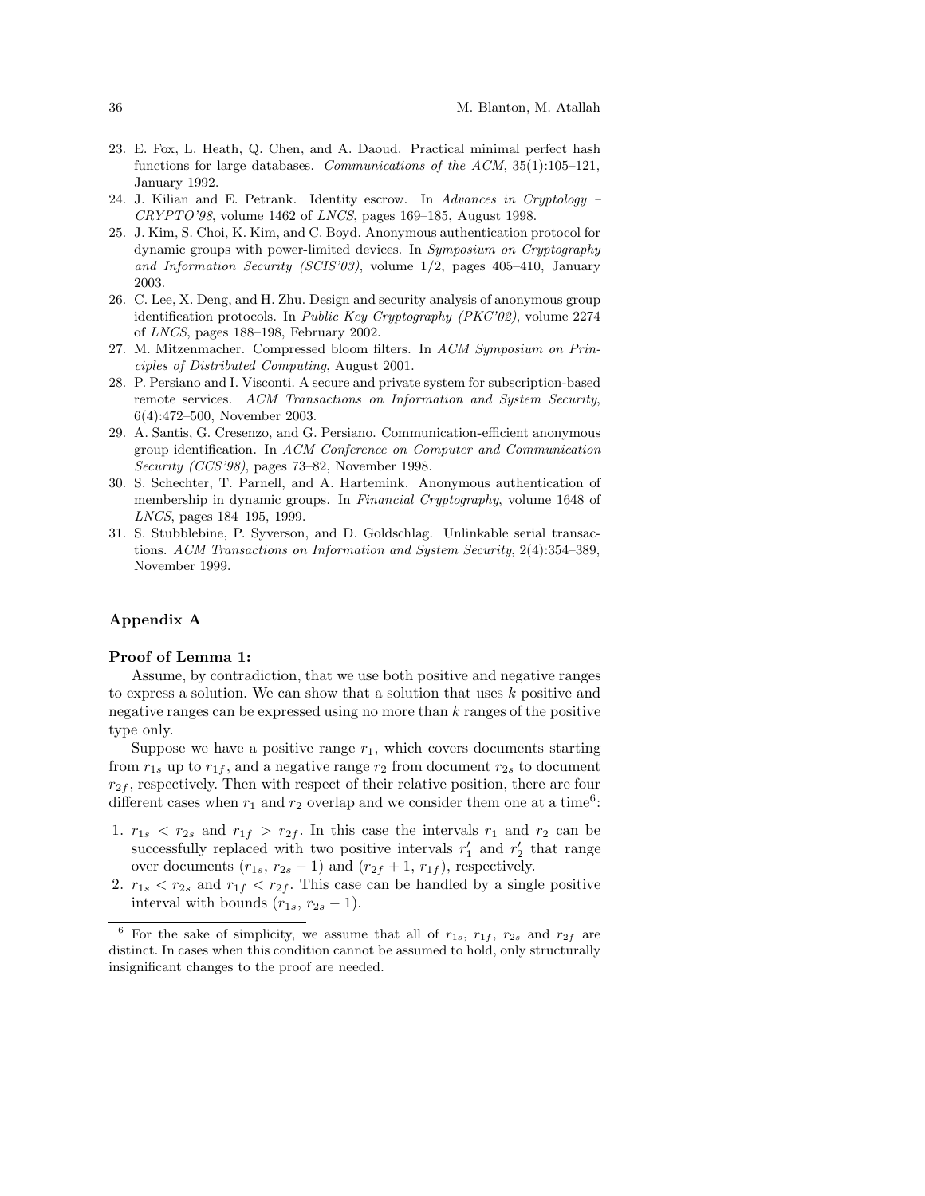23. E. Fox, L. Heath, Q. Chen, and A. Daoud. Practical minimal perfect hash functions for large databases. *Communications of the ACM*, 35(1):105–121, January 1992.
24. J. Kilian and E. Petrank. Identity escrow. In *Advances in Cryptology – CRYPTO'98*, volume 1462 of *LNCS*, pages 169–185, August 1998.
25. J. Kim, S. Choi, K. Kim, and C. Boyd. Anonymous authentication protocol for dynamic groups with power-limited devices. In *Symposium on Cryptography and Information Security (SCIS'03)*, volume 1/2, pages 405–410, January 2003.
26. C. Lee, X. Deng, and H. Zhu. Design and security analysis of anonymous group identification protocols. In *Public Key Cryptography (PKC'02)*, volume 2274 of *LNCS*, pages 188–198, February 2002.
27. M. Mitzenmacher. Compressed bloom filters. In *ACM Symposium on Principles of Distributed Computing*, August 2001.
28. P. Persiano and I. Visconti. A secure and private system for subscription-based remote services. *ACM Transactions on Information and System Security*, 6(4):472–500, November 2003.
29. A. Santis, G. Cresenzo, and G. Persiano. Communication-efficient anonymous group identification. In *ACM Conference on Computer and Communication Security (CCS'98)*, pages 73–82, November 1998.
30. S. Schechter, T. Parnell, and A. Hartemink. Anonymous authentication of membership in dynamic groups. In *Financial Cryptography*, volume 1648 of *LNCS*, pages 184–195, 1999.
31. S. Stubblebine, P. Syverson, and D. Goldschlag. Unlinkable serial transactions. *ACM Transactions on Information and System Security*, 2(4):354–389, November 1999.

## Appendix A

**Proof of Lemma 1:**

Assume, by contradiction, that we use both positive and negative ranges to express a solution. We can show that a solution that uses $k$ positive and negative ranges can be expressed using no more than $k$ ranges of the positive type only.

Suppose we have a positive range $r_1$, which covers documents starting from $r_{1s}$ up to $r_{1f}$, and a negative range $r_2$ from document $r_{2s}$ to document $r_{2f}$, respectively. Then with respect of their relative position, there are four different cases when $r_1$ and $r_2$ overlap and we consider them one at a time[6]:

1. $r_{1s} < r_{2s}$ and $r_{1f} > r_{2f}$. In this case the intervals $r_1$ and $r_2$ can be successfully replaced with two positive intervals $r'_1$ and $r'_2$ that range over documents $(r_{1s}, r_{2s} - 1)$ and $(r_{2f} + 1, r_{1f})$, respectively.
2. $r_{1s} < r_{2s}$ and $r_{1f} < r_{2f}$. This case can be handled by a single positive interval with bounds $(r_{1s}, r_{2s} - 1)$.

[6] For the sake of simplicity, we assume that all of $r_{1s}$, $r_{1f}$, $r_{2s}$ and $r_{2f}$ are distinct. In cases when this condition cannot be assumed to hold, only structurally insignificant changes to the proof are needed.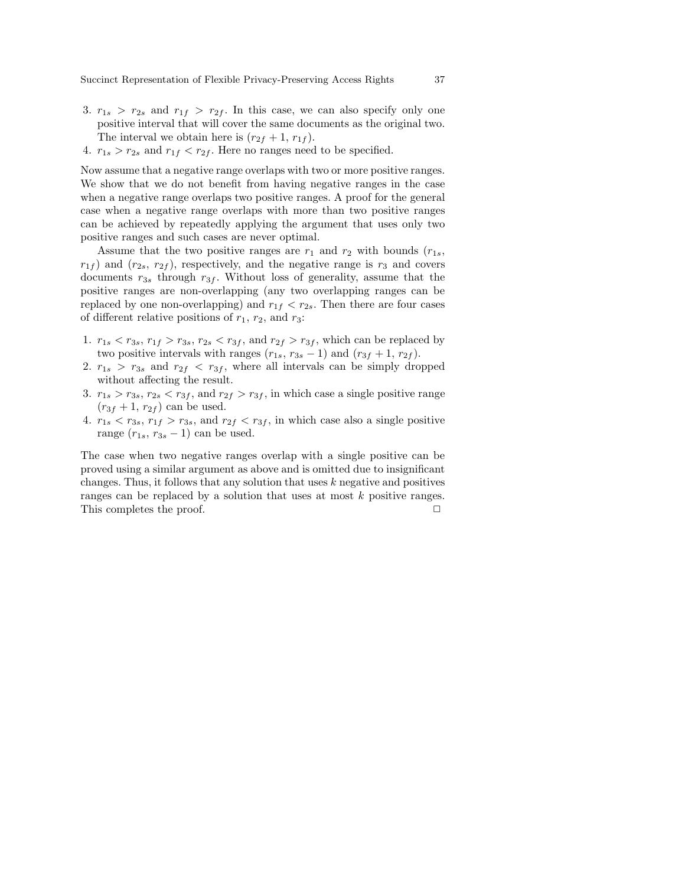3. $r_{1s} > r_{2s}$ and $r_{1f} > r_{2f}$. In this case, we can also specify only one positive interval that will cover the same documents as the original two. The interval we obtain here is $(r_{2f} + 1, r_{1f})$.
4. $r_{1s} > r_{2s}$ and $r_{1f} < r_{2f}$. Here no ranges need to be specified.

Now assume that a negative range overlaps with two or more positive ranges. We show that we do not benefit from having negative ranges in the case when a negative range overlaps two positive ranges. A proof for the general case when a negative range overlaps with more than two positive ranges can be achieved by repeatedly applying the argument that uses only two positive ranges and such cases are never optimal.

Assume that the two positive ranges are $r_1$ and $r_2$ with bounds ($r_{1s}$, $r_{1f}$) and ($r_{2s}$, $r_{2f}$), respectively, and the negative range is $r_3$ and covers documents $r_{3s}$ through $r_{3f}$. Without loss of generality, assume that the positive ranges are non-overlapping (any two overlapping ranges can be replaced by one non-overlapping) and $r_{1f} < r_{2s}$. Then there are four cases of different relative positions of $r_1$, $r_2$, and $r_3$:

1. $r_{1s} < r_{3s}$, $r_{1f} > r_{3s}$, $r_{2s} < r_{3f}$, and $r_{2f} > r_{3f}$, which can be replaced by two positive intervals with ranges ($r_{1s}$, $r_{3s} - 1$) and ($r_{3f} + 1$, $r_{2f}$).
2. $r_{1s} > r_{3s}$ and $r_{2f} < r_{3f}$, where all intervals can be simply dropped without affecting the result.
3. $r_{1s} > r_{3s}$, $r_{2s} < r_{3f}$, and $r_{2f} > r_{3f}$, in which case a single positive range ($r_{3f} + 1$, $r_{2f}$) can be used.
4. $r_{1s} < r_{3s}$, $r_{1f} > r_{3s}$, and $r_{2f} < r_{3f}$, in which case also a single positive range ($r_{1s}$, $r_{3s} - 1$) can be used.

The case when two negative ranges overlap with a single positive can be proved using a similar argument as above and is omitted due to insignificant changes. Thus, it follows that any solution that uses $k$ negative and positives ranges can be replaced by a solution that uses at most $k$ positive ranges. This completes the proof. □